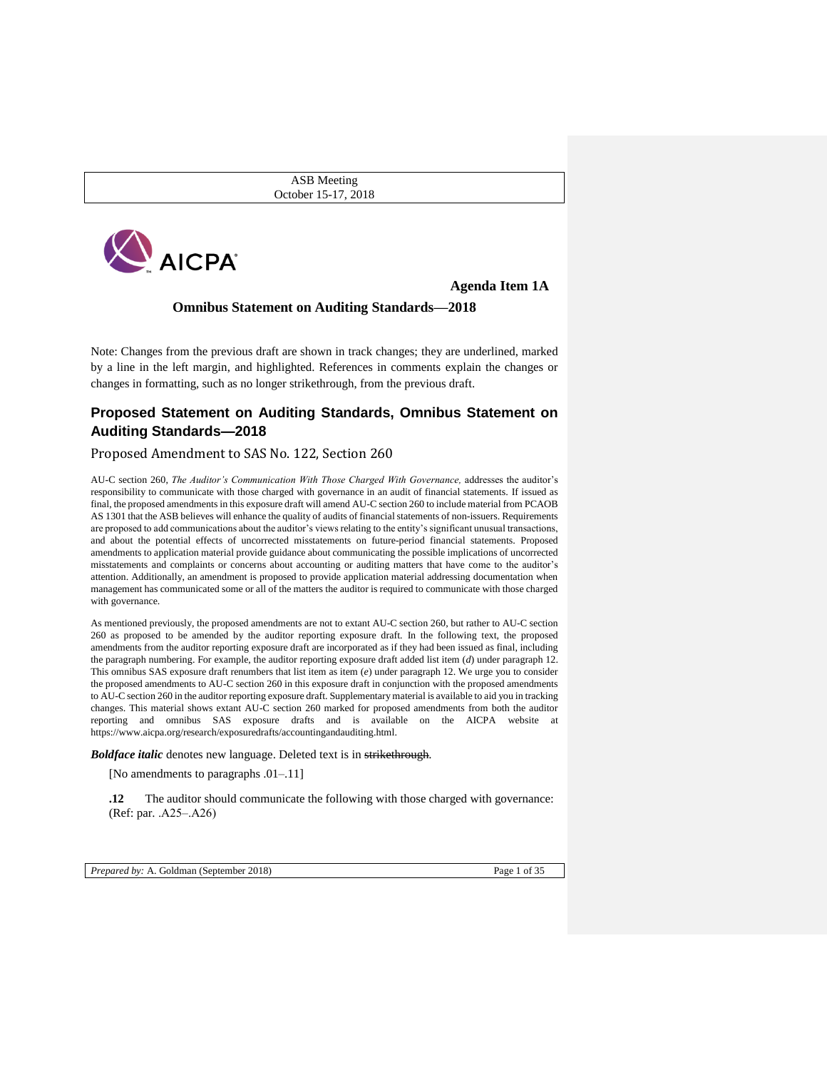ASB Meeting
October 15-17, 2018

**Agenda Item 1A**

**Omnibus Statement on Auditing Standards—2018**

Note: Changes from the previous draft are shown in track changes; they are underlined, marked by a line in the left margin, and highlighted. References in comments explain the changes or changes in formatting, such as no longer strikethrough, from the previous draft.

## Proposed Statement on Auditing Standards, Omnibus Statement on Auditing Standards—2018

### Proposed Amendment to SAS No. 122, Section 260

AU-C section 260, *The Auditor's Communication With Those Charged With Governance,* addresses the auditor's responsibility to communicate with those charged with governance in an audit of financial statements. If issued as final, the proposed amendments in this exposure draft will amend AU-C section 260 to include material from PCAOB AS 1301 that the ASB believes will enhance the quality of audits of financial statements of non-issuers. Requirements are proposed to add communications about the auditor's views relating to the entity's significant unusual transactions, and about the potential effects of uncorrected misstatements on future-period financial statements. Proposed amendments to application material provide guidance about communicating the possible implications of uncorrected misstatements and complaints or concerns about accounting or auditing matters that have come to the auditor's attention. Additionally, an amendment is proposed to provide application material addressing documentation when management has communicated some or all of the matters the auditor is required to communicate with those charged with governance.

As mentioned previously, the proposed amendments are not to extant AU-C section 260, but rather to AU-C section 260 as proposed to be amended by the auditor reporting exposure draft. In the following text, the proposed amendments from the auditor reporting exposure draft are incorporated as if they had been issued as final, including the paragraph numbering. For example, the auditor reporting exposure draft added list item (*d*) under paragraph 12. This omnibus SAS exposure draft renumbers that list item as item (*e*) under paragraph 12. We urge you to consider the proposed amendments to AU-C section 260 in this exposure draft in conjunction with the proposed amendments to AU-C section 260 in the auditor reporting exposure draft. Supplementary material is available to aid you in tracking changes. This material shows extant AU-C section 260 marked for proposed amendments from both the auditor reporting and omnibus SAS exposure drafts and is available on the AICPA website at https://www.aicpa.org/research/exposuredrafts/accountingandauditing.html.

***Boldface italic*** denotes new language. Deleted text is in ~~strikethrough~~.

[No amendments to paragraphs .01–.11]

**.12** The auditor should communicate the following with those charged with governance: (Ref: par. .A25–.A26)

*Prepared by:* A. Goldman (September 2018)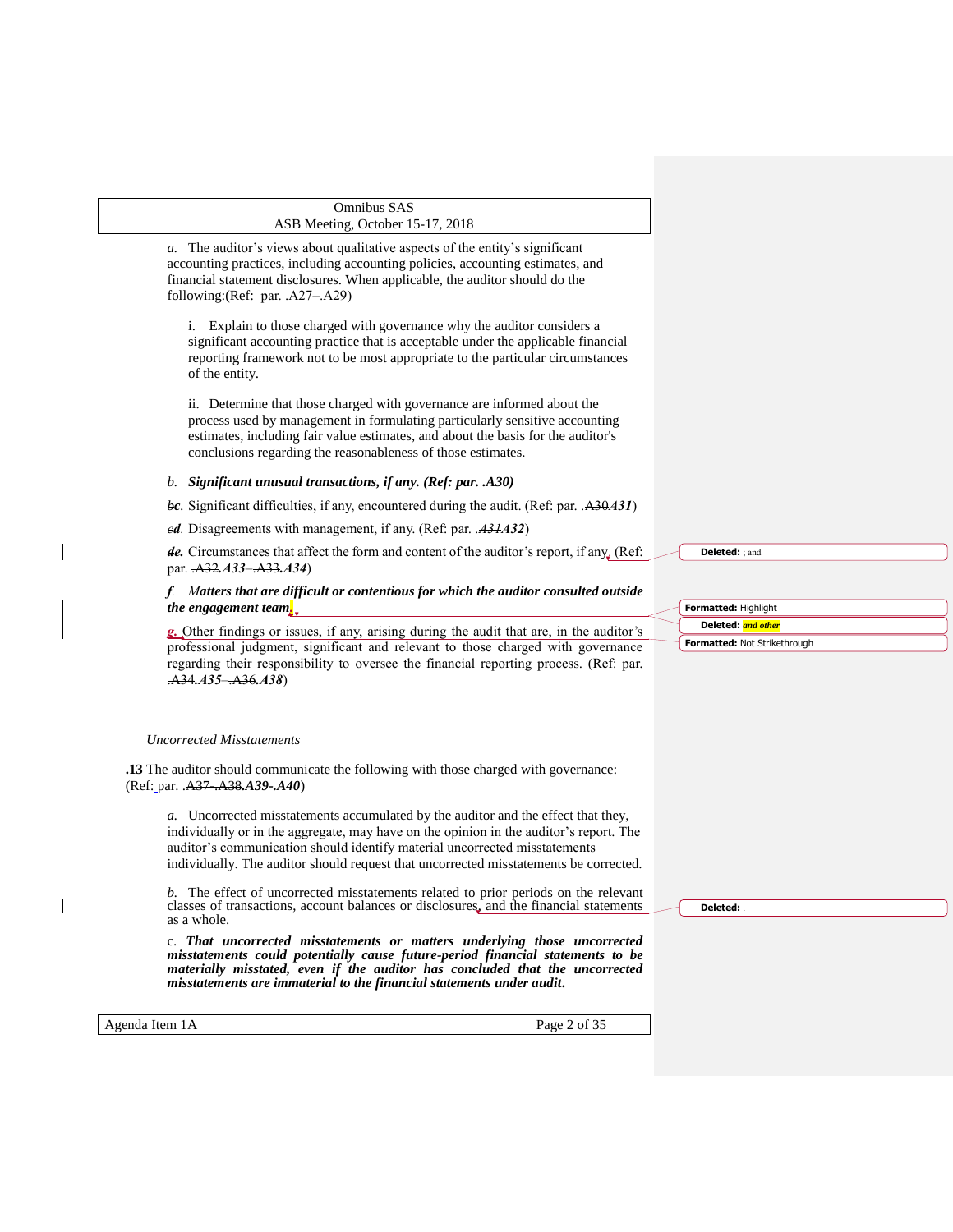*a.* The auditor's views about qualitative aspects of the entity's significant accounting practices, including accounting policies, accounting estimates, and financial statement disclosures. When applicable, the auditor should do the following:(Ref: par. .A27–.A29)

i. Explain to those charged with governance why the auditor considers a significant accounting practice that is acceptable under the applicable financial reporting framework not to be most appropriate to the particular circumstances of the entity.

ii. Determine that those charged with governance are informed about the process used by management in formulating particularly sensitive accounting estimates, including fair value estimates, and about the basis for the auditor's conclusions regarding the reasonableness of those estimates.

*b.* ***Significant unusual transactions, if any. (Ref: par. .A30)***

~~*b*~~***c***. Significant difficulties, if any, encountered during the audit. (Ref: par. .~~A30~~***A31***)

~~*c*~~***d***. Disagreements with management, if any. (Ref: par. .~~*A31*~~***A32***)

~~*d*~~***e.*** Circumstances that affect the form and content of the auditor's report, if any. (Ref: par. ~~.A32~~.***A33***–~~.A33~~.***A34***)

***f.* *Matters that are difficult or contentious for which the auditor consulted outside the engagement team*.**

***g.*** Other findings or issues, if any, arising during the audit that are, in the auditor's professional judgment, significant and relevant to those charged with governance regarding their responsibility to oversee the financial reporting process. (Ref: par. ~~.A34~~.***A35***–~~.A36~~.***A38***)

Deleted: ; and

Formatted: Highlight

Deleted: *and other*

Formatted: Not Strikethrough

*Uncorrected Misstatements*

**.13** The auditor should communicate the following with those charged with governance: (Ref: par. ~~.A37–.A38~~.***A39***-.***A40***)

*a.* Uncorrected misstatements accumulated by the auditor and the effect that they, individually or in the aggregate, may have on the opinion in the auditor's report. The auditor's communication should identify material uncorrected misstatements individually. The auditor should request that uncorrected misstatements be corrected.

*b.* The effect of uncorrected misstatements related to prior periods on the relevant classes of transactions, account balances or disclosures, and the financial statements as a whole.

Deleted: .

c. ***That uncorrected misstatements or matters underlying those uncorrected misstatements could potentially cause future-period financial statements to be materially misstated, even if the auditor has concluded that the uncorrected misstatements are immaterial to the financial statements under audit.***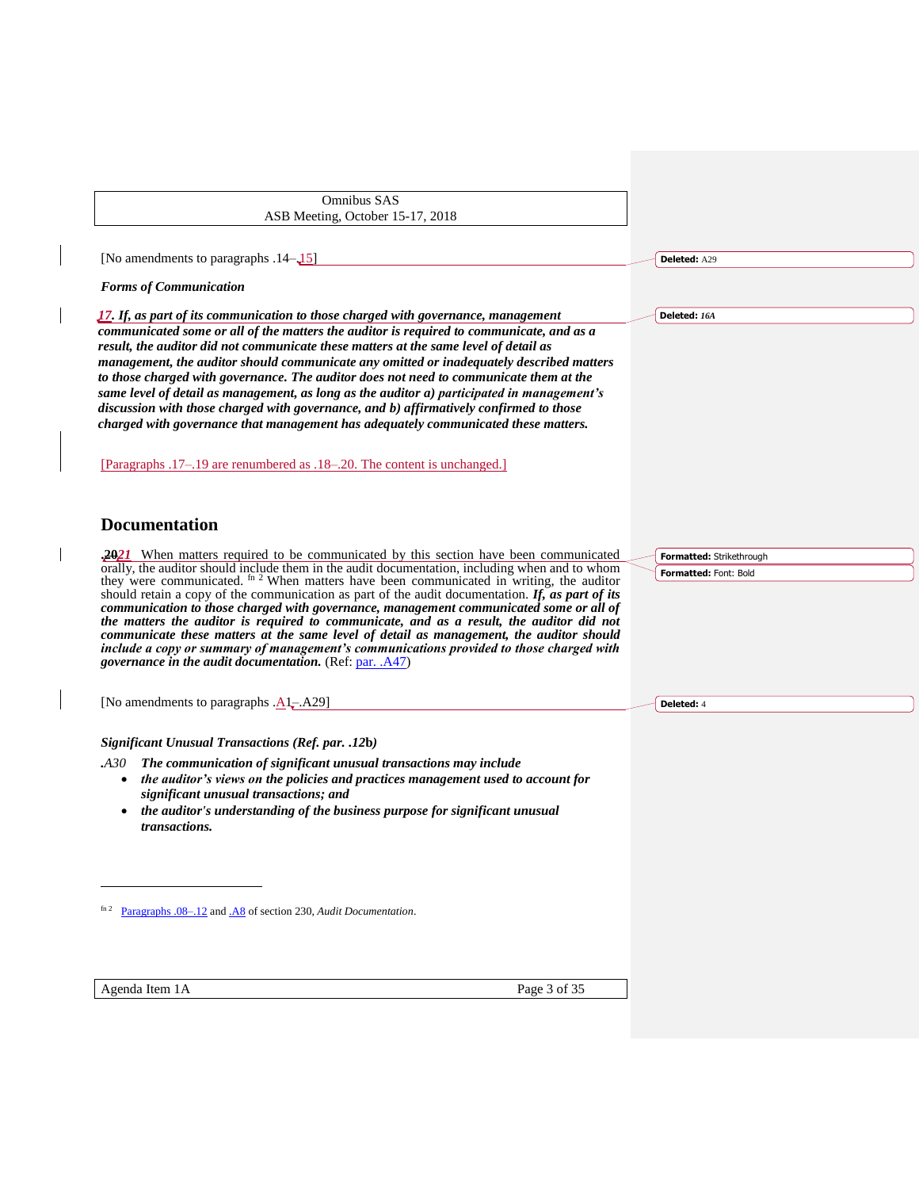[No amendments to paragraphs .14–.15]

***Forms of Communication***

***17. If, as part of its communication to those charged with governance, management communicated some or all of the matters the auditor is required to communicate, and as a result, the auditor did not communicate these matters at the same level of detail as management, the auditor should communicate any omitted or inadequately described matters to those charged with governance. The auditor does not need to communicate them at the same level of detail as management, as long as the auditor a) participated in management's discussion with those charged with governance, and b) affirmatively confirmed to those charged with governance that management has adequately communicated these matters.***

[Paragraphs .17–.19 are renumbered as .18–.20. The content is unchanged.]

## Documentation

**.2021** When matters required to be communicated by this section have been communicated orally, the auditor should include them in the audit documentation, including when and to whom they were communicated. [fn 2] When matters have been communicated in writing, the auditor should retain a copy of the communication as part of the audit documentation. ***If, as part of its communication to those charged with governance, management communicated some or all of the matters the auditor is required to communicate, and as a result, the auditor did not communicate these matters at the same level of detail as management, the auditor should include a copy or summary of management's communications provided to those charged with governance in the audit documentation.*** (Ref: par. .A47)

[No amendments to paragraphs .A1–.A29]

***Significant Unusual Transactions (Ref. par. .12b)***

*.A30* ***The communication of significant unusual transactions may include***

- ***the auditor's views on the policies and practices management used to account for significant unusual transactions; and***
- ***the auditor's understanding of the business purpose for significant unusual transactions.***

---

[fn 2] Paragraphs .08–.12 and .A8 of section 230, *Audit Documentation*.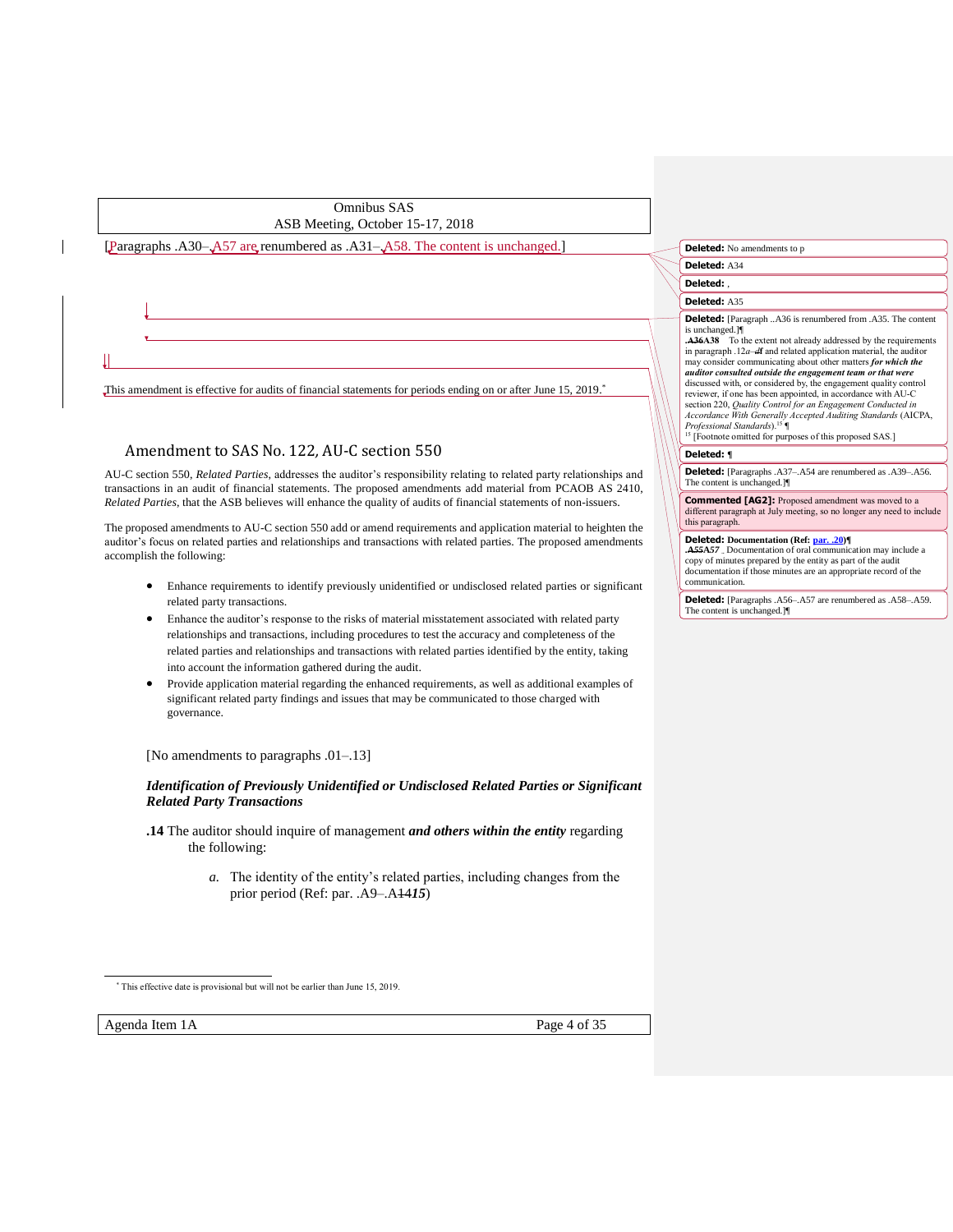[Paragraphs .A30–.A57 are renumbered as .A31–.A58. The content is unchanged.]

This amendment is effective for audits of financial statements for periods ending on or after June 15, 2019.*

## Amendment to SAS No. 122, AU-C section 550

AU-C section 550, *Related Parties*, addresses the auditor's responsibility relating to related party relationships and transactions in an audit of financial statements. The proposed amendments add material from PCAOB AS 2410, *Related Parties*, that the ASB believes will enhance the quality of audits of financial statements of non-issuers.

The proposed amendments to AU-C section 550 add or amend requirements and application material to heighten the auditor's focus on related parties and relationships and transactions with related parties. The proposed amendments accomplish the following:

- Enhance requirements to identify previously unidentified or undisclosed related parties or significant related party transactions.
- Enhance the auditor's response to the risks of material misstatement associated with related party relationships and transactions, including procedures to test the accuracy and completeness of the related parties and relationships and transactions with related parties identified by the entity, taking into account the information gathered during the audit.
- Provide application material regarding the enhanced requirements, as well as additional examples of significant related party findings and issues that may be communicated to those charged with governance.

[No amendments to paragraphs .01–.13]

### *Identification of Previously Unidentified or Undisclosed Related Parties or Significant Related Party Transactions*

**.14** The auditor should inquire of management ***and others within the entity*** regarding the following:

*a.* The identity of the entity's related parties, including changes from the prior period (Ref: par. .A9–.A~~14~~***15***)

* This effective date is provisional but will not be earlier than June 15, 2019.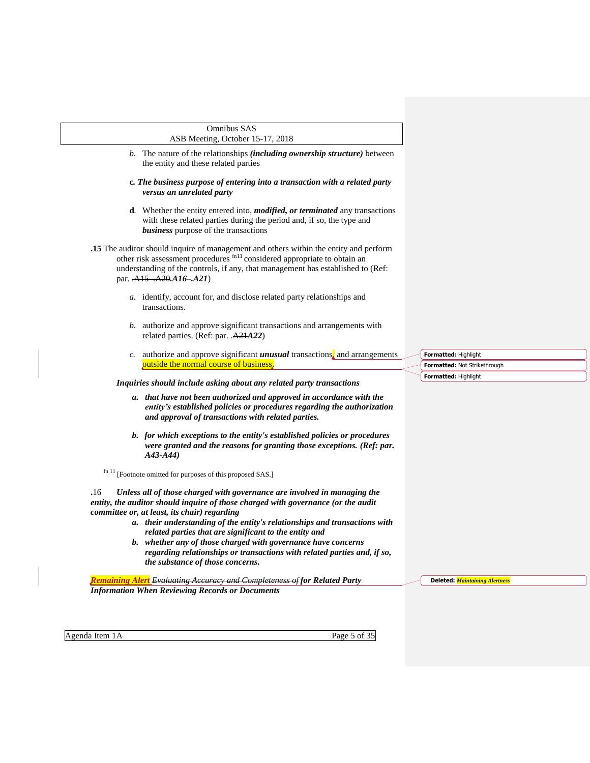*b.* The nature of the relationships ***(including ownership structure)*** between the entity and these related parties

**c.** ***The business purpose of entering into a transaction with a related party versus an unrelated party***

**d**. Whether the entity entered into, ***modified, or terminated*** any transactions with these related parties during the period and, if so, the type and ***business*** purpose of the transactions

**.15** The auditor should inquire of management and others within the entity and perform other risk assessment procedures [fn11] considered appropriate to obtain an understanding of the controls, if any, that management has established to (Ref: par. ~~.A15–.A20~~***.A16–.A21***)

*a.* identify, account for, and disclose related party relationships and transactions.

*b.* authorize and approve significant transactions and arrangements with related parties. (Ref: par. .~~A21~~***A22***)

*c.* authorize and approve significant ***unusual*** transactions, and arrangements outside the normal course of business.

***Inquiries should include asking about any related party transactions***

***a. that have not been authorized and approved in accordance with the entity's established policies or procedures regarding the authorization and approval of transactions with related parties.***

***b. for which exceptions to the entity's established policies or procedures were granted and the reasons for granting those exceptions. (Ref: par. A43-A44)***

fn 11 [Footnote omitted for purposes of this proposed SAS.]

**.**16 ***Unless all of those charged with governance are involved in managing the entity, the auditor should inquire of those charged with governance (or the audit committee or, at least, its chair) regarding***

***a. their understanding of the entity's relationships and transactions with related parties that are significant to the entity and***

***b. whether any of those charged with governance have concerns regarding relationships or transactions with related parties and, if so, the substance of those concerns.***

***Remaining Alert*** ~~*Evaluating Accuracy and Completeness of*~~ ***for Related Party Information When Reviewing Records or Documents***

Formatted: Highlight
Formatted: Not Strikethrough
Formatted: Highlight
Deleted: *Maintaining Alertness*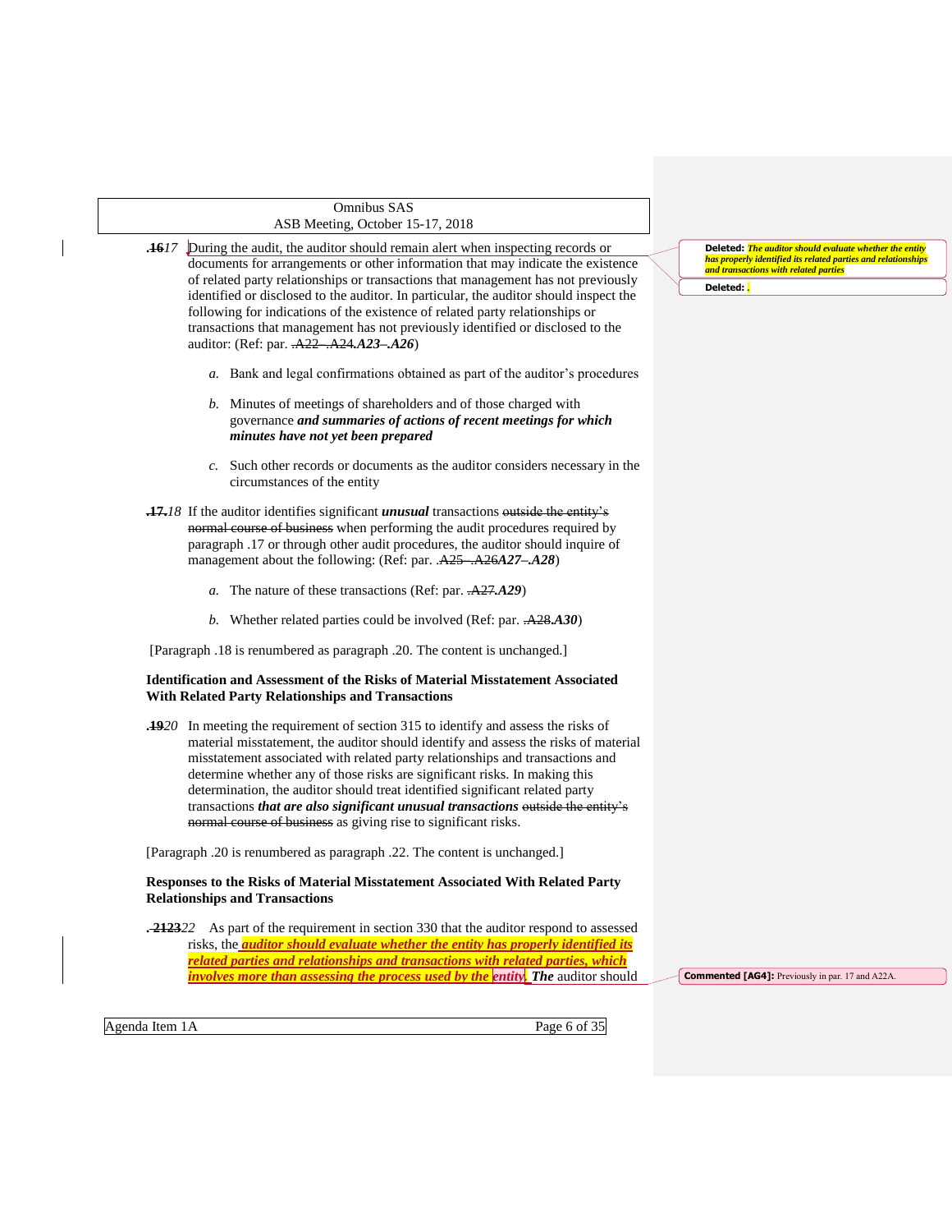**.~~16~~*17*** During the audit, the auditor should remain alert when inspecting records or documents for arrangements or other information that may indicate the existence of related party relationships or transactions that management has not previously identified or disclosed to the auditor. In particular, the auditor should inspect the following for indications of the existence of related party relationships or transactions that management has not previously identified or disclosed to the auditor: (Ref: par. ~~.A22–.A24~~***.A23–.A26***)

- *a.* Bank and legal confirmations obtained as part of the auditor's procedures
- *b.* Minutes of meetings of shareholders and of those charged with governance ***and summaries of actions of recent meetings for which minutes have not yet been prepared***
- *c.* Such other records or documents as the auditor considers necessary in the circumstances of the entity

**.~~17.~~*18*** If the auditor identifies significant ***unusual*** transactions ~~outside the entity's normal course of business~~ when performing the audit procedures required by paragraph .17 or through other audit procedures, the auditor should inquire of management about the following: (Ref: par. ~~.A25–.A26~~***A27–.A28***)

- *a.* The nature of these transactions (Ref: par. ~~.A27~~***.A29***)
- *b.* Whether related parties could be involved (Ref: par. ~~.A28~~***.A30***)

[Paragraph .18 is renumbered as paragraph .20. The content is unchanged.]

**Identification and Assessment of the Risks of Material Misstatement Associated With Related Party Relationships and Transactions**

**.~~19~~*20*** In meeting the requirement of section 315 to identify and assess the risks of material misstatement, the auditor should identify and assess the risks of material misstatement associated with related party relationships and transactions and determine whether any of those risks are significant risks. In making this determination, the auditor should treat identified significant related party transactions ***that are also significant unusual transactions*** ~~outside the entity's normal course of business~~ as giving rise to significant risks.

[Paragraph .20 is renumbered as paragraph .22. The content is unchanged.]

**Responses to the Risks of Material Misstatement Associated With Related Party Relationships and Transactions**

**.~~21~~*23*22** As part of the requirement in section 330 that the auditor respond to assessed risks, the ***auditor should evaluate whether the entity has properly identified its related parties and relationships and transactions with related parties, which involves more than assessing the process used by the entity. The*** auditor should

Deleted: ***The auditor should evaluate whether the entity has properly identified its related parties and relationships and transactions with related parties***

Deleted: .

Commented [AG4]: Previously in par. 17 and A22A.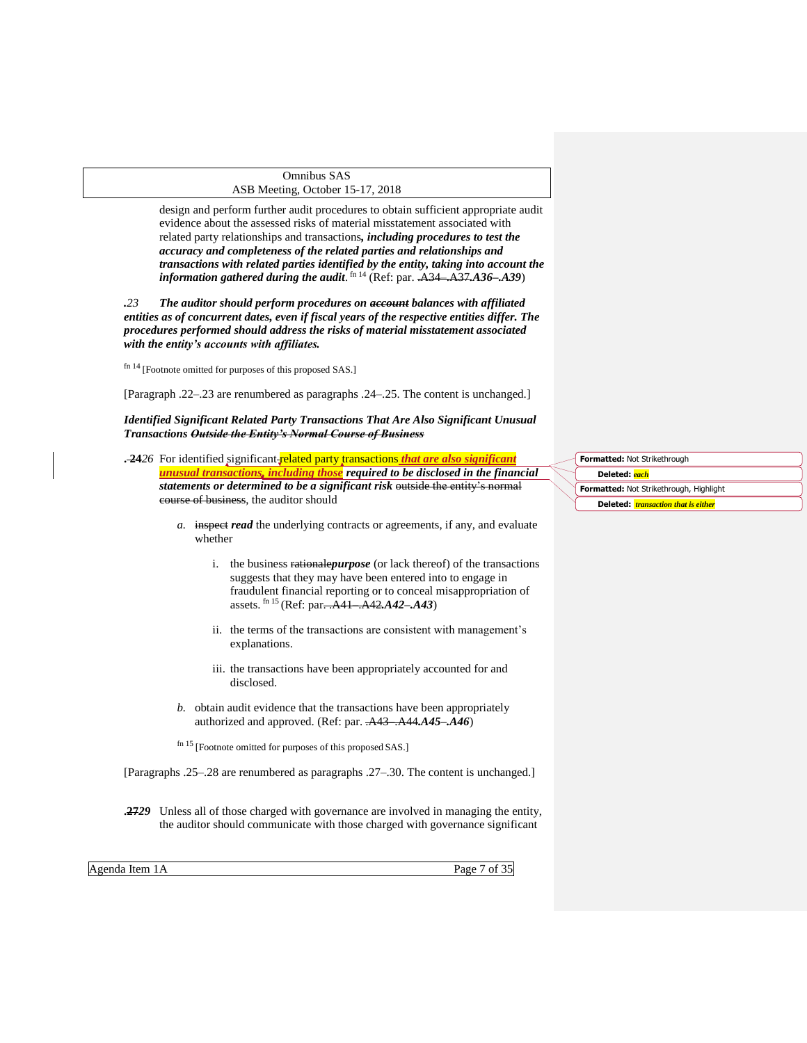design and perform further audit procedures to obtain sufficient appropriate audit evidence about the assessed risks of material misstatement associated with related party relationships and transactions***, including procedures to test the accuracy and completeness of the related parties and relationships and transactions with related parties identified by the entity, taking into account the information gathered during the audit***. fn 14 (Ref: par. ~~.A34–.A37~~***.A36–.A39***)

***.23 The auditor should perform procedures on ~~account~~ balances with affiliated entities as of concurrent dates, even if fiscal years of the respective entities differ. The procedures performed should address the risks of material misstatement associated with the entity's accounts with affiliates.***

fn 14 [Footnote omitted for purposes of this proposed SAS.]

[Paragraph .22–.23 are renumbered as paragraphs .24–.25. The content is unchanged.]

***Identified Significant Related Party Transactions That Are Also Significant Unusual Transactions ~~Outside the Entity's Normal Course of Business~~***

.~~24~~*26* For identified significant ~~each~~ related party transactions ***that are also significant unusual transactions, including those required to be disclosed in the financial statements or determined to be a significant risk*** ~~transaction that is either~~ ~~outside the entity's normal course of business~~, the auditor should

*a.* ~~inspect~~ ***read*** the underlying contracts or agreements, if any, and evaluate whether

i. the business ~~rationale~~***purpose*** (or lack thereof) of the transactions suggests that they may have been entered into to engage in fraudulent financial reporting or to conceal misappropriation of assets. fn 15 (Ref: par. ~~.A41–.A42~~***.A42–.A43***)

ii. the terms of the transactions are consistent with management's explanations.

iii. the transactions have been appropriately accounted for and disclosed.

*b.* obtain audit evidence that the transactions have been appropriately authorized and approved. (Ref: par. ~~.A43–.A44~~***.A45–.A46***)

fn 15 [Footnote omitted for purposes of this proposed SAS.]

[Paragraphs .25–.28 are renumbered as paragraphs .27–.30. The content is unchanged.]

.~~27~~***29*** Unless all of those charged with governance are involved in managing the entity, the auditor should communicate with those charged with governance significant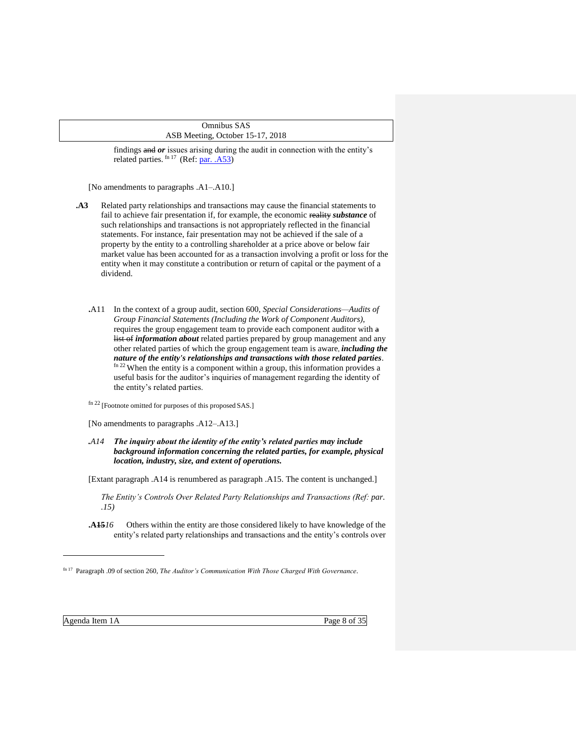findings ~~and~~ ***or*** issues arising during the audit in connection with the entity's related parties.[fn 17] (Ref: par. .A53)

[No amendments to paragraphs .A1–.A10.]

**.A3** Related party relationships and transactions may cause the financial statements to fail to achieve fair presentation if, for example, the economic ~~reality~~ ***substance*** of such relationships and transactions is not appropriately reflected in the financial statements. For instance, fair presentation may not be achieved if the sale of a property by the entity to a controlling shareholder at a price above or below fair market value has been accounted for as a transaction involving a profit or loss for the entity when it may constitute a contribution or return of capital or the payment of a dividend.

**.**A11 In the context of a group audit, section 600, *Special Considerations—Audits of Group Financial Statements (Including the Work of Component Auditors),* requires the group engagement team to provide each component auditor with ~~a list of~~ ***information about*** related parties prepared by group management and any other related parties of which the group engagement team is aware, ***including the nature of the entity's relationships and transactions with those related parties***.[fn 22] When the entity is a component within a group, this information provides a useful basis for the auditor's inquiries of management regarding the identity of the entity's related parties.

[fn 22] [Footnote omitted for purposes of this proposed SAS.]

[No amendments to paragraphs .A12–.A13.]

***.A14 The inquiry about the identity of the entity's related parties may include background information concerning the related parties, for example, physical location, industry, size, and extent of operations.***

[Extant paragraph .A14 is renumbered as paragraph .A15. The content is unchanged.]

*The Entity's Controls Over Related Party Relationships and Transactions (Ref: par. .15)*

**.A~~15~~***16* Others within the entity are those considered likely to have knowledge of the entity's related party relationships and transactions and the entity's controls over

[fn 17] Paragraph .09 of section 260, *The Auditor's Communication With Those Charged With Governance*.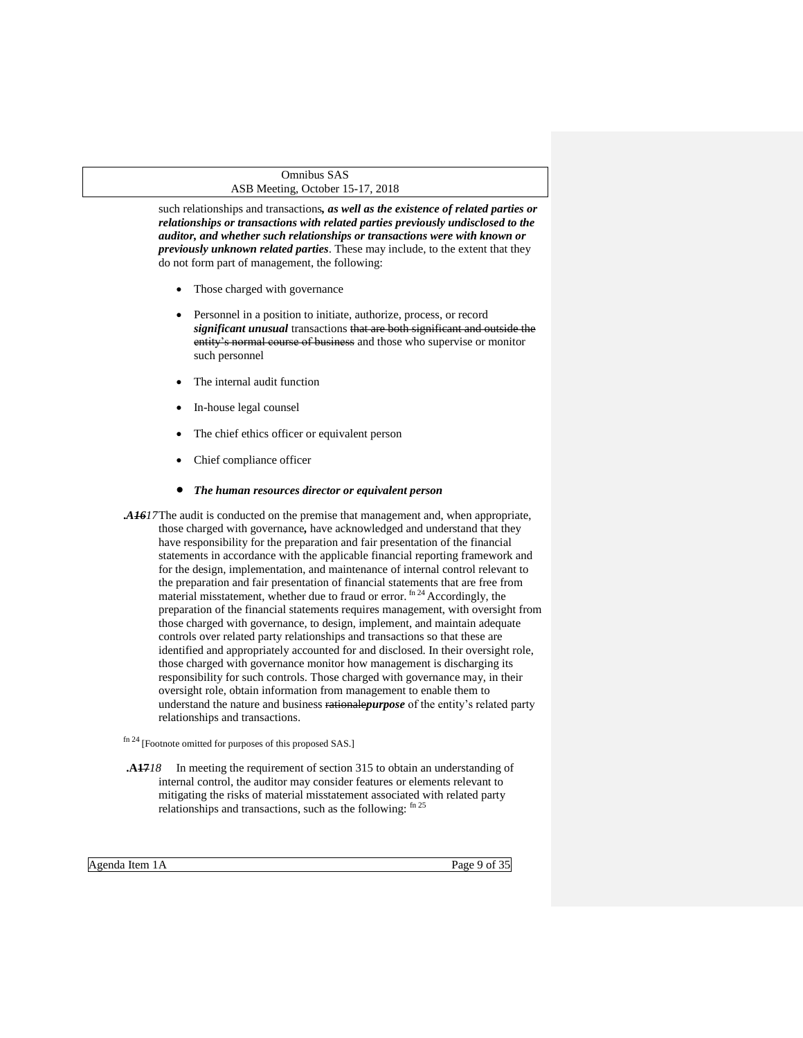such relationships and transactions***, as well as the existence of related parties or relationships or transactions with related parties previously undisclosed to the auditor, and whether such relationships or transactions were with known or previously unknown related parties***. These may include, to the extent that they do not form part of management, the following:

- Those charged with governance
- Personnel in a position to initiate, authorize, process, or record ***significant unusual*** transactions ~~that are both significant and outside the entity's normal course of business~~ and those who supervise or monitor such personnel
- The internal audit function
- In-house legal counsel
- The chief ethics officer or equivalent person
- Chief compliance officer
- ***The human resources director or equivalent person***

***.A~~16~~****17* The audit is conducted on the premise that management and, when appropriate, those charged with governance***,*** have acknowledged and understand that they have responsibility for the preparation and fair presentation of the financial statements in accordance with the applicable financial reporting framework and for the design, implementation, and maintenance of internal control relevant to the preparation and fair presentation of financial statements that are free from material misstatement, whether due to fraud or error.[fn 24] Accordingly, the preparation of the financial statements requires management, with oversight from those charged with governance, to design, implement, and maintain adequate controls over related party relationships and transactions so that these are identified and appropriately accounted for and disclosed. In their oversight role, those charged with governance monitor how management is discharging its responsibility for such controls. Those charged with governance may, in their oversight role, obtain information from management to enable them to understand the nature and business ~~rationale~~***purpose*** of the entity's related party relationships and transactions.

[fn 24] [Footnote omitted for purposes of this proposed SAS.]

**.A~~17~~***18* In meeting the requirement of section 315 to obtain an understanding of internal control, the auditor may consider features or elements relevant to mitigating the risks of material misstatement associated with related party relationships and transactions, such as the following:[fn 25]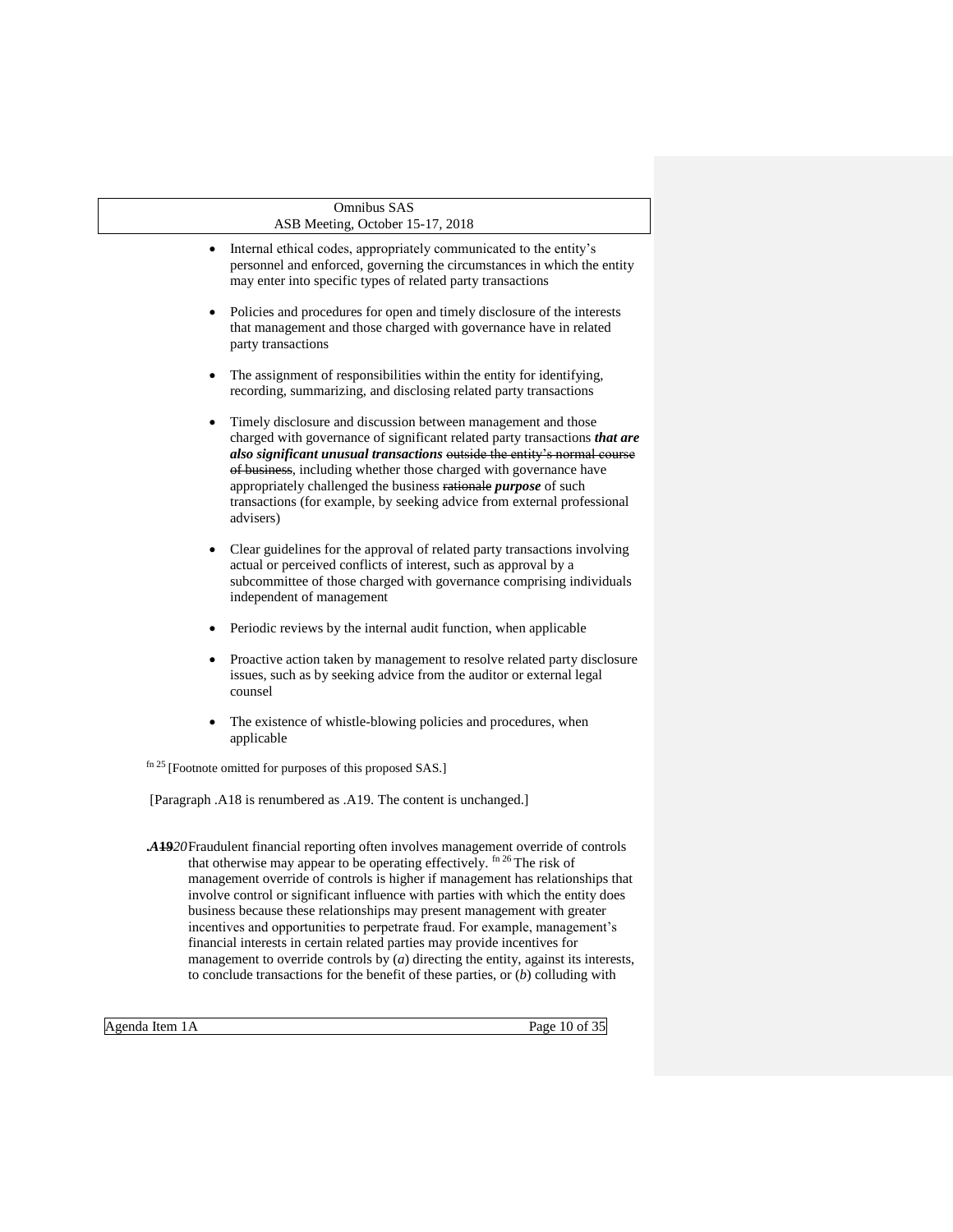- Internal ethical codes, appropriately communicated to the entity's personnel and enforced, governing the circumstances in which the entity may enter into specific types of related party transactions

- Policies and procedures for open and timely disclosure of the interests that management and those charged with governance have in related party transactions

- The assignment of responsibilities within the entity for identifying, recording, summarizing, and disclosing related party transactions

- Timely disclosure and discussion between management and those charged with governance of significant related party transactions ***that are also significant unusual transactions*** ~~outside the entity's normal course of business~~, including whether those charged with governance have appropriately challenged the business ~~rationale~~ ***purpose*** of such transactions (for example, by seeking advice from external professional advisers)

- Clear guidelines for the approval of related party transactions involving actual or perceived conflicts of interest, such as approval by a subcommittee of those charged with governance comprising individuals independent of management

- Periodic reviews by the internal audit function, when applicable

- Proactive action taken by management to resolve related party disclosure issues, such as by seeking advice from the auditor or external legal counsel

- The existence of whistle-blowing policies and procedures, when applicable

fn 25 [Footnote omitted for purposes of this proposed SAS.]

[Paragraph .A18 is renumbered as .A19. The content is unchanged.]

***.A~~19~~20*** Fraudulent financial reporting often involves management override of controls that otherwise may appear to be operating effectively. fn 26 The risk of management override of controls is higher if management has relationships that involve control or significant influence with parties with which the entity does business because these relationships may present management with greater incentives and opportunities to perpetrate fraud. For example, management's financial interests in certain related parties may provide incentives for management to override controls by (*a*) directing the entity, against its interests, to conclude transactions for the benefit of these parties, or (*b*) colluding with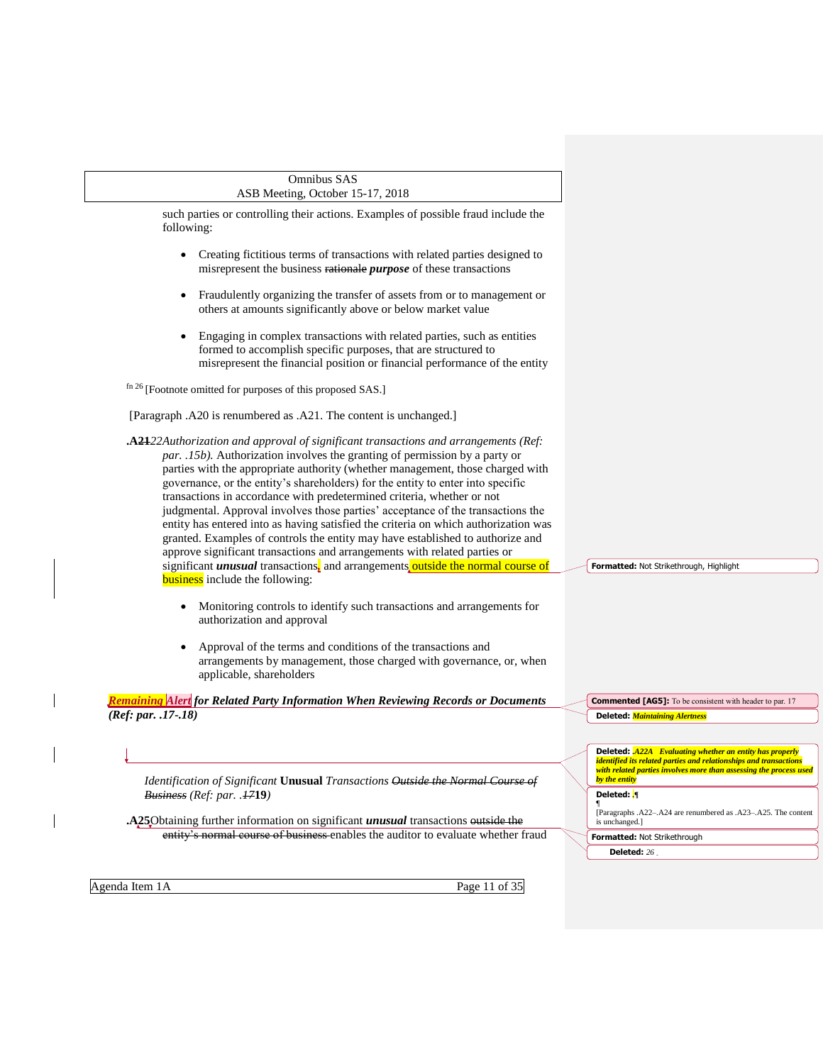such parties or controlling their actions. Examples of possible fraud include the following:

- Creating fictitious terms of transactions with related parties designed to misrepresent the business ~~rationale~~ ***purpose*** of these transactions
- Fraudulently organizing the transfer of assets from or to management or others at amounts significantly above or below market value
- Engaging in complex transactions with related parties, such as entities formed to accomplish specific purposes, that are structured to misrepresent the financial position or financial performance of the entity

fn 26 [Footnote omitted for purposes of this proposed SAS.]

[Paragraph .A20 is renumbered as .A21. The content is unchanged.]

**.A~~21~~22** *Authorization and approval of significant transactions and arrangements (Ref: par. .15b).* Authorization involves the granting of permission by a party or parties with the appropriate authority (whether management, those charged with governance, or the entity's shareholders) for the entity to enter into specific transactions in accordance with predetermined criteria, whether or not judgmental. Approval involves those parties' acceptance of the transactions the entity has entered into as having satisfied the criteria on which authorization was granted. Examples of controls the entity may have established to authorize and approve significant transactions and arrangements with related parties or significant ***unusual*** transactions, and arrangements, outside the normal course of business include the following:

- Monitoring controls to identify such transactions and arrangements for authorization and approval
- Approval of the terms and conditions of the transactions and arrangements by management, those charged with governance, or, when applicable, shareholders

***Remaining Alert for Related Party Information When Reviewing Records or Documents (Ref: par. .17-.18)***

*Identification of Significant* **Unusual** *Transactions ~~Outside the Normal Course of Business~~ (Ref: par. .~~17~~***19***)*

**.A25** Obtaining further information on significant ***unusual*** transactions ~~outside the entity's normal course of business~~ enables the auditor to evaluate whether fraud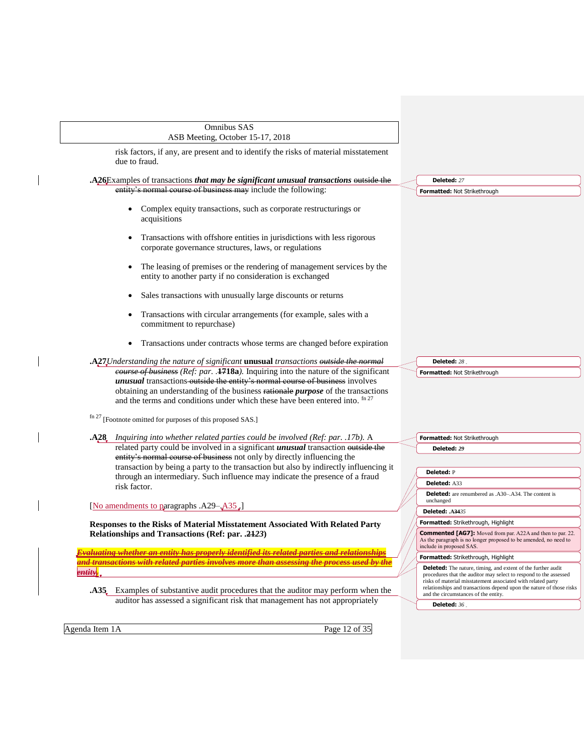risk factors, if any, are present and to identify the risks of material misstatement due to fraud.

**.A26** Examples of transactions ***that may be significant unusual transactions*** ~~outside the entity's normal course of business may~~ include the following:

- Complex equity transactions, such as corporate restructurings or acquisitions
- Transactions with offshore entities in jurisdictions with less rigorous corporate governance structures, laws, or regulations
- The leasing of premises or the rendering of management services by the entity to another party if no consideration is exchanged
- Sales transactions with unusually large discounts or returns
- Transactions with circular arrangements (for example, sales with a commitment to repurchase)
- Transactions under contracts whose terms are changed before expiration

**.A27** *Understanding the nature of significant* **unusual** *transactions ~~outside the normal course of business~~ (Ref: par. .*~~**17**~~**18a***).* Inquiring into the nature of the significant ***unusual*** transactions ~~outside the entity's normal course of business~~ involves obtaining an understanding of the business ~~rationale~~ ***purpose*** of the transactions and the terms and conditions under which these have been entered into.[fn 27]

[fn 27] [Footnote omitted for purposes of this proposed SAS.]

**.A28** *Inquiring into whether related parties could be involved (Ref: par. .17b).* A related party could be involved in a significant ***unusual*** transaction ~~outside the entity's normal course of business~~ not only by directly influencing the transaction by being a party to the transaction but also by indirectly influencing it through an intermediary. Such influence may indicate the presence of a fraud risk factor.

[No amendments to paragraphs .A29–.A35.]

**Responses to the Risks of Material Misstatement Associated With Related Party Relationships and Transactions (Ref: par. .~~21~~*23*)**

~~***Evaluating whether an entity has properly identified its related parties and relationships and transactions with related parties involves more than assessing the process used by the entity.***~~

**.A35** Examples of substantive audit procedures that the auditor may perform when the auditor has assessed a significant risk that management has not appropriately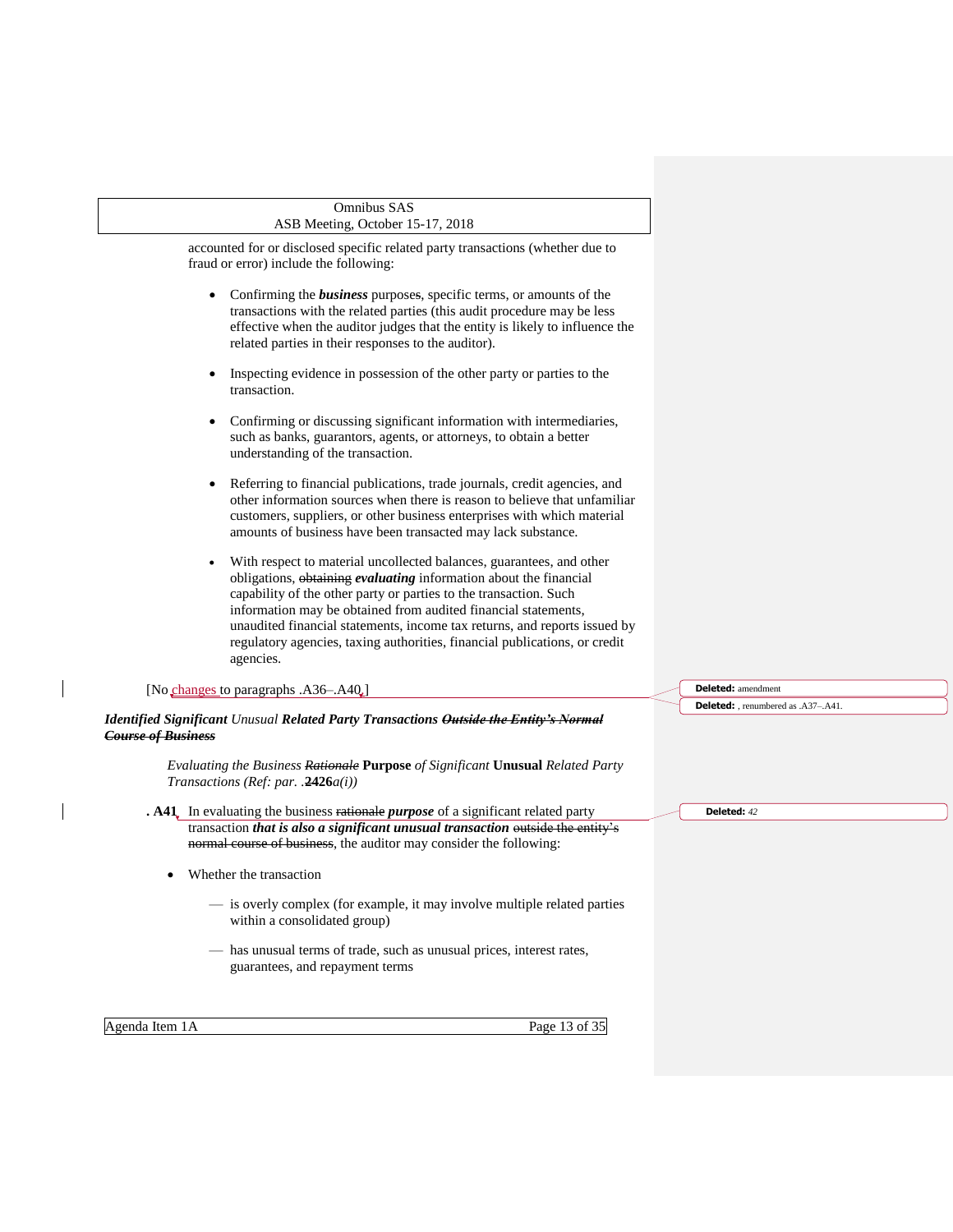accounted for or disclosed specific related party transactions (whether due to fraud or error) include the following:

- Confirming the ***business*** purposes, specific terms, or amounts of the transactions with the related parties (this audit procedure may be less effective when the auditor judges that the entity is likely to influence the related parties in their responses to the auditor).

- Inspecting evidence in possession of the other party or parties to the transaction.

- Confirming or discussing significant information with intermediaries, such as banks, guarantors, agents, or attorneys, to obtain a better understanding of the transaction.

- Referring to financial publications, trade journals, credit agencies, and other information sources when there is reason to believe that unfamiliar customers, suppliers, or other business enterprises with which material amounts of business have been transacted may lack substance.

- With respect to material uncollected balances, guarantees, and other obligations, ~~obtaining~~ ***evaluating*** information about the financial capability of the other party or parties to the transaction. Such information may be obtained from audited financial statements, unaudited financial statements, income tax returns, and reports issued by regulatory agencies, taxing authorities, financial publications, or credit agencies.

[No changes to paragraphs .A36–.A40.]

***Identified Significant** Unusual **Related Party Transactions ~~Outside the Entity's Normal Course of Business~~***

*Evaluating the Business ~~Rationale~~* **Purpose** *of Significant* **Unusual** *Related Party Transactions (Ref: par. .~~24~~***26***a(i))*

**.A41** In evaluating the business ~~rationale~~ ***purpose*** of a significant related party transaction ***that is also a significant unusual transaction*** ~~outside the entity's normal course of business~~, the auditor may consider the following:

- Whether the transaction
  - — is overly complex (for example, it may involve multiple related parties within a consolidated group)
  - — has unusual terms of trade, such as unusual prices, interest rates, guarantees, and repayment terms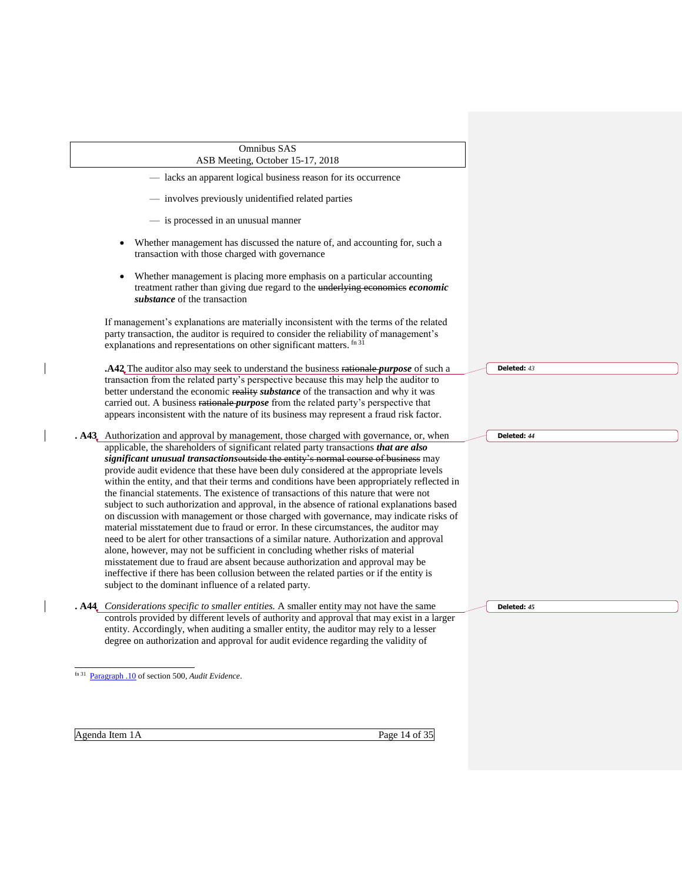— lacks an apparent logical business reason for its occurrence

— involves previously unidentified related parties

— is processed in an unusual manner

- Whether management has discussed the nature of, and accounting for, such a transaction with those charged with governance
- Whether management is placing more emphasis on a particular accounting treatment rather than giving due regard to the ~~underlying economics~~ ***economic substance*** of the transaction

If management's explanations are materially inconsistent with the terms of the related party transaction, the auditor is required to consider the reliability of management's explanations and representations on other significant matters. [fn 31]

**.A42** The auditor also may seek to understand the business ~~rationale~~ ***purpose*** of such a transaction from the related party's perspective because this may help the auditor to better understand the economic ~~reality~~ ***substance*** of the transaction and why it was carried out. A business ~~rationale~~ ***purpose*** from the related party's perspective that appears inconsistent with the nature of its business may represent a fraud risk factor.

**.A43** Authorization and approval by management, those charged with governance, or, when applicable, the shareholders of significant related party transactions ***that are also significant unusual transactions***~~outside the entity's normal course of business~~ may provide audit evidence that these have been duly considered at the appropriate levels within the entity, and that their terms and conditions have been appropriately reflected in the financial statements. The existence of transactions of this nature that were not subject to such authorization and approval, in the absence of rational explanations based on discussion with management or those charged with governance, may indicate risks of material misstatement due to fraud or error. In these circumstances, the auditor may need to be alert for other transactions of a similar nature. Authorization and approval alone, however, may not be sufficient in concluding whether risks of material misstatement due to fraud are absent because authorization and approval may be ineffective if there has been collusion between the related parties or if the entity is subject to the dominant influence of a related party.

**.A44** *Considerations specific to smaller entities.* A smaller entity may not have the same controls provided by different levels of authority and approval that may exist in a larger entity. Accordingly, when auditing a smaller entity, the auditor may rely to a lesser degree on authorization and approval for audit evidence regarding the validity of

Deleted: *43*

Deleted: *44*

Deleted: *45*

---

[fn 31] Paragraph .10 of section 500, *Audit Evidence*.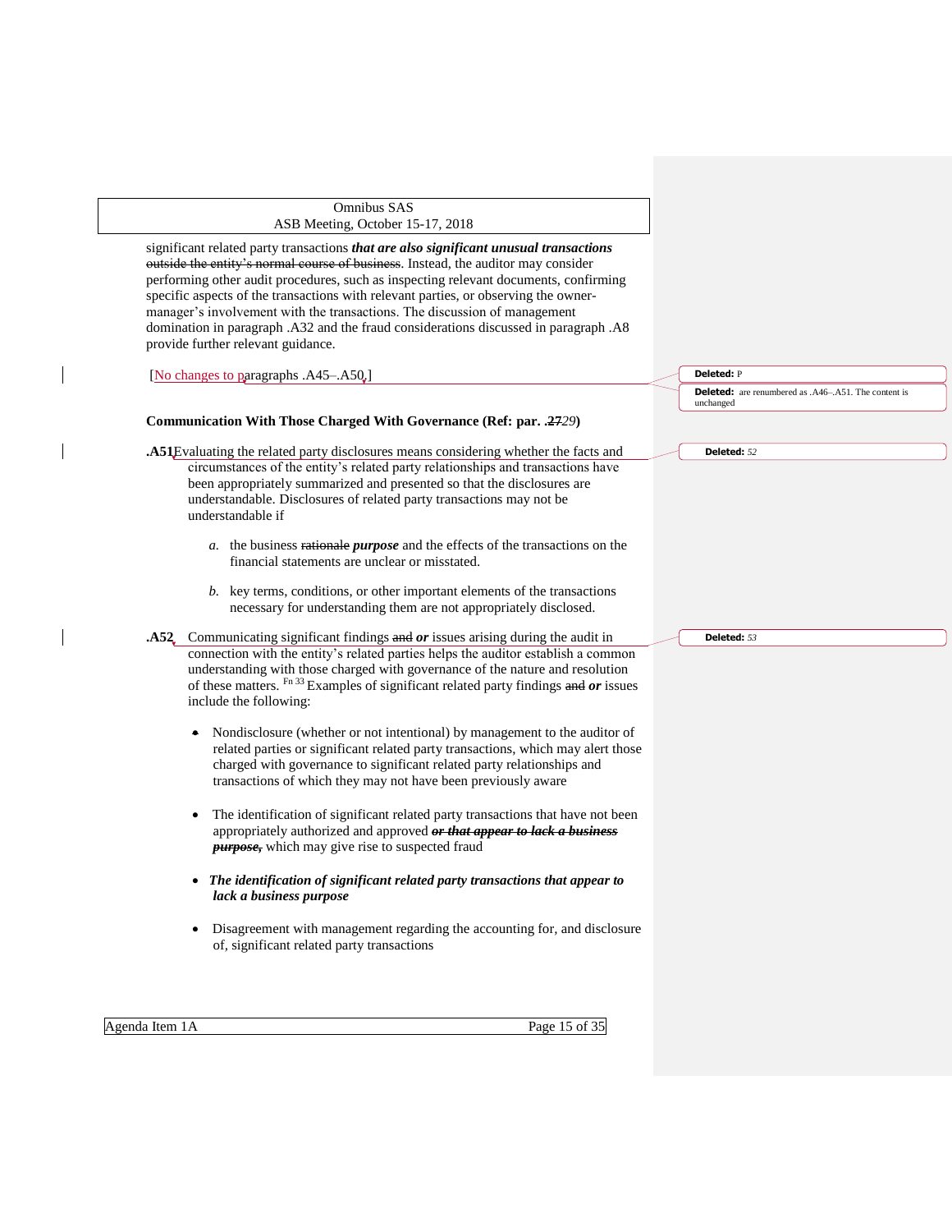significant related party transactions ***that are also significant unusual transactions*** ~~outside the entity's normal course of business~~. Instead, the auditor may consider performing other audit procedures, such as inspecting relevant documents, confirming specific aspects of the transactions with relevant parties, or observing the owner-manager's involvement with the transactions. The discussion of management domination in paragraph .A32 and the fraud considerations discussed in paragraph .A8 provide further relevant guidance.

[No changes to paragraphs .A45–.A50.]

**Communication With Those Charged With Governance (Ref: par. .~~27~~*29*)**

**.A51** Evaluating the related party disclosures means considering whether the facts and circumstances of the entity's related party relationships and transactions have been appropriately summarized and presented so that the disclosures are understandable. Disclosures of related party transactions may not be understandable if

*a.* the business ~~rationale~~ ***purpose*** and the effects of the transactions on the financial statements are unclear or misstated.

*b.* key terms, conditions, or other important elements of the transactions necessary for understanding them are not appropriately disclosed.

**.A52** Communicating significant findings ~~and~~ ***or*** issues arising during the audit in connection with the entity's related parties helps the auditor establish a common understanding with those charged with governance of the nature and resolution of these matters. [Fn 33] Examples of significant related party findings ~~and~~ ***or*** issues include the following:

- Nondisclosure (whether or not intentional) by management to the auditor of related parties or significant related party transactions, which may alert those charged with governance to significant related party relationships and transactions of which they may not have been previously aware
- The identification of significant related party transactions that have not been appropriately authorized and approved ~~***or that appear to lack a business purpose,***~~ which may give rise to suspected fraud
- ***The identification of significant related party transactions that appear to lack a business purpose***
- Disagreement with management regarding the accounting for, and disclosure of, significant related party transactions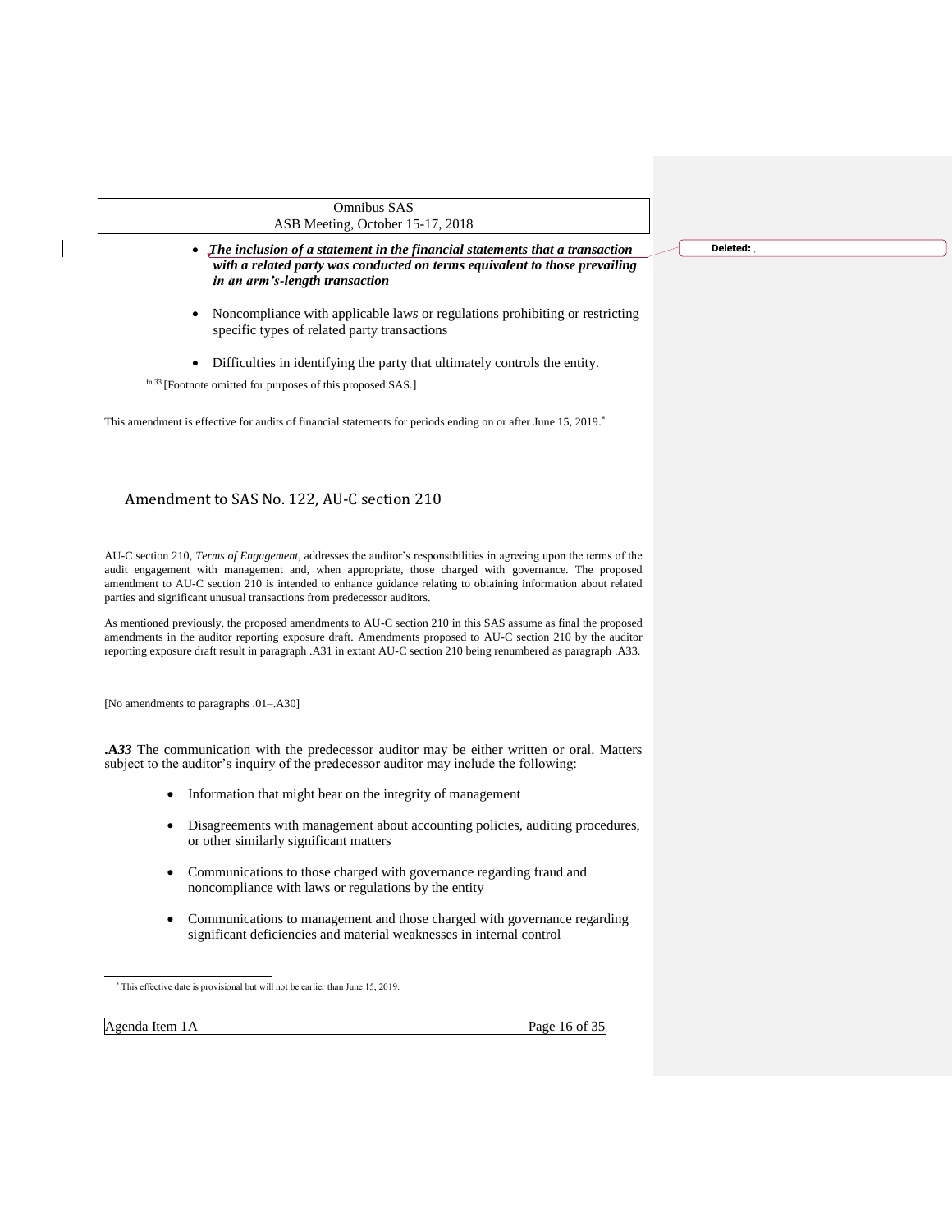- ***The inclusion of a statement in the financial statements that a transaction with a related party was conducted on terms equivalent to those prevailing in an arm's-length transaction***

- Noncompliance with applicable laws or regulations prohibiting or restricting specific types of related party transactions

- Difficulties in identifying the party that ultimately controls the entity.

fn 33 [Footnote omitted for purposes of this proposed SAS.]

This amendment is effective for audits of financial statements for periods ending on or after June 15, 2019.*

## Amendment to SAS No. 122, AU-C section 210

AU-C section 210, *Terms of Engagement*, addresses the auditor's responsibilities in agreeing upon the terms of the audit engagement with management and, when appropriate, those charged with governance. The proposed amendment to AU-C section 210 is intended to enhance guidance relating to obtaining information about related parties and significant unusual transactions from predecessor auditors.

As mentioned previously, the proposed amendments to AU-C section 210 in this SAS assume as final the proposed amendments in the auditor reporting exposure draft. Amendments proposed to AU-C section 210 by the auditor reporting exposure draft result in paragraph .A31 in extant AU-C section 210 being renumbered as paragraph .A33.

[No amendments to paragraphs .01–.A30]

**.A*33*** The communication with the predecessor auditor may be either written or oral. Matters subject to the auditor's inquiry of the predecessor auditor may include the following:

- Information that might bear on the integrity of management

- Disagreements with management about accounting policies, auditing procedures, or other similarly significant matters

- Communications to those charged with governance regarding fraud and noncompliance with laws or regulations by the entity

- Communications to management and those charged with governance regarding significant deficiencies and material weaknesses in internal control

---

* This effective date is provisional but will not be earlier than June 15, 2019.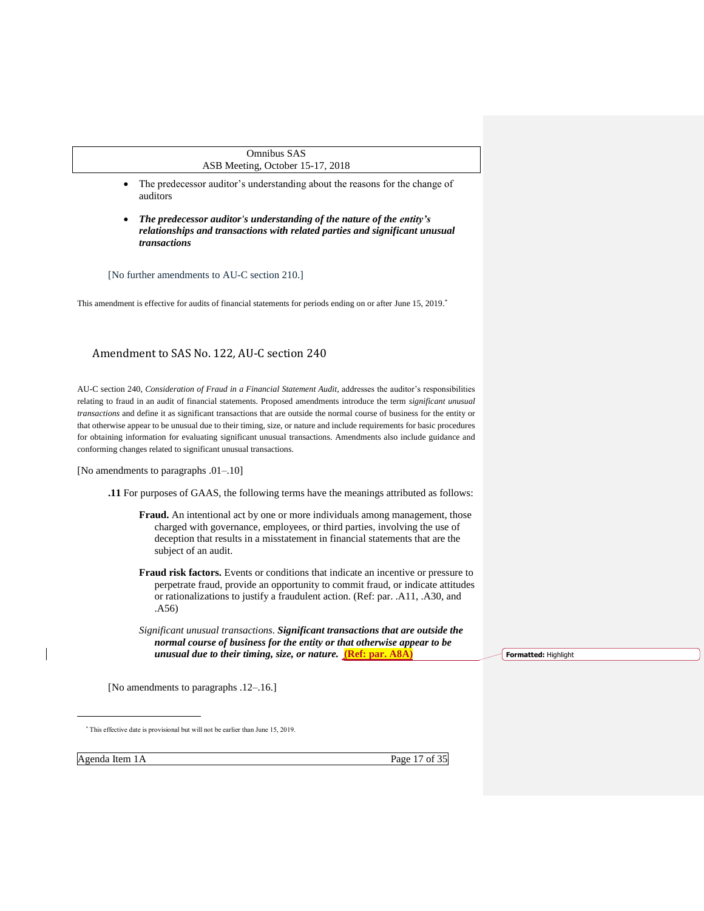- The predecessor auditor's understanding about the reasons for the change of auditors

- ***The predecessor auditor's understanding of the nature of the entity's relationships and transactions with related parties and significant unusual transactions***

[No further amendments to AU-C section 210.]

This amendment is effective for audits of financial statements for periods ending on or after June 15, 2019.*

## Amendment to SAS No. 122, AU-C section 240

AU-C section 240, *Consideration of Fraud in a Financial Statement Audit*, addresses the auditor's responsibilities relating to fraud in an audit of financial statements. Proposed amendments introduce the term *significant unusual transactions* and define it as significant transactions that are outside the normal course of business for the entity or that otherwise appear to be unusual due to their timing, size, or nature and include requirements for basic procedures for obtaining information for evaluating significant unusual transactions. Amendments also include guidance and conforming changes related to significant unusual transactions.

[No amendments to paragraphs .01–.10]

**.11** For purposes of GAAS, the following terms have the meanings attributed as follows:

**Fraud.** An intentional act by one or more individuals among management, those charged with governance, employees, or third parties, involving the use of deception that results in a misstatement in financial statements that are the subject of an audit.

**Fraud risk factors.** Events or conditions that indicate an incentive or pressure to perpetrate fraud, provide an opportunity to commit fraud, or indicate attitudes or rationalizations to justify a fraudulent action. (Ref: par. .A11, .A30, and .A56)

*Significant unusual transactions.* ***Significant transactions that are outside the normal course of business for the entity or that otherwise appear to be unusual due to their timing, size, or nature.*** **(Ref: par. A8A)**

[No amendments to paragraphs .12–.16.]

---

* This effective date is provisional but will not be earlier than June 15, 2019.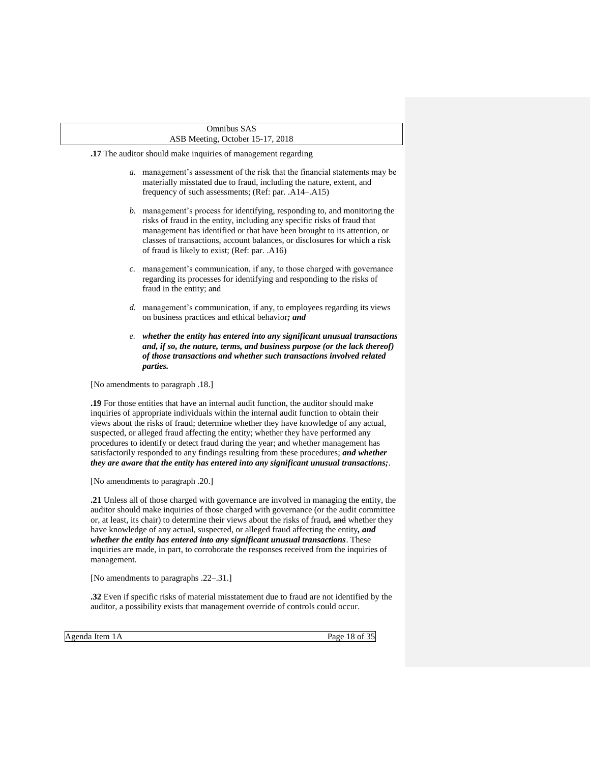**.17** The auditor should make inquiries of management regarding

*a.* management's assessment of the risk that the financial statements may be materially misstated due to fraud, including the nature, extent, and frequency of such assessments; (Ref: par. .A14–.A15)

*b.* management's process for identifying, responding to, and monitoring the risks of fraud in the entity, including any specific risks of fraud that management has identified or that have been brought to its attention, or classes of transactions, account balances, or disclosures for which a risk of fraud is likely to exist; (Ref: par. .A16)

*c.* management's communication, if any, to those charged with governance regarding its processes for identifying and responding to the risks of fraud in the entity; ~~and~~

*d.* management's communication, if any, to employees regarding its views on business practices and ethical behavior***; and***

*e.* ***whether the entity has entered into any significant unusual transactions and, if so, the nature, terms, and business purpose (or the lack thereof) of those transactions and whether such transactions involved related parties.***

[No amendments to paragraph .18.]

**.19** For those entities that have an internal audit function, the auditor should make inquiries of appropriate individuals within the internal audit function to obtain their views about the risks of fraud; determine whether they have knowledge of any actual, suspected, or alleged fraud affecting the entity; whether they have performed any procedures to identify or detect fraud during the year; and whether management has satisfactorily responded to any findings resulting from these procedures; ***and whether they are aware that the entity has entered into any significant unusual transactions;***.

[No amendments to paragraph .20.]

**.21** Unless all of those charged with governance are involved in managing the entity, the auditor should make inquiries of those charged with governance (or the audit committee or, at least, its chair) to determine their views about the risks of fraud***,*** ~~and~~ whether they have knowledge of any actual, suspected, or alleged fraud affecting the entity***, and whether the entity has entered into any significant unusual transactions***. These inquiries are made, in part, to corroborate the responses received from the inquiries of management.

[No amendments to paragraphs .22–.31.]

**.32** Even if specific risks of material misstatement due to fraud are not identified by the auditor, a possibility exists that management override of controls could occur.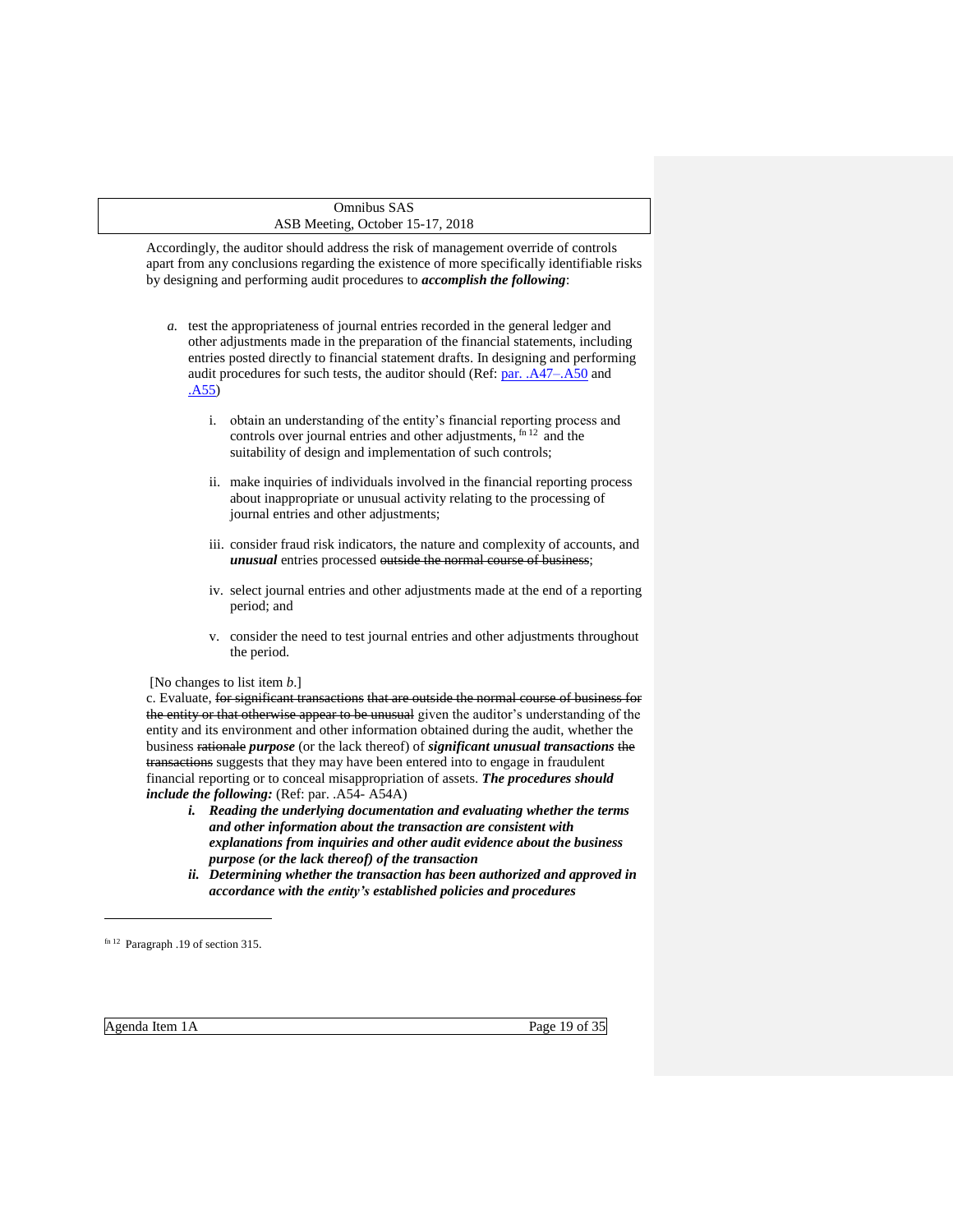Accordingly, the auditor should address the risk of management override of controls apart from any conclusions regarding the existence of more specifically identifiable risks by designing and performing audit procedures to ***accomplish the following***:

*a.* test the appropriateness of journal entries recorded in the general ledger and other adjustments made in the preparation of the financial statements, including entries posted directly to financial statement drafts. In designing and performing audit procedures for such tests, the auditor should (Ref: par. .A47–.A50 and .A55)

   i. obtain an understanding of the entity's financial reporting process and controls over journal entries and other adjustments, [fn 12] and the suitability of design and implementation of such controls;

   ii. make inquiries of individuals involved in the financial reporting process about inappropriate or unusual activity relating to the processing of journal entries and other adjustments;

   iii. consider fraud risk indicators, the nature and complexity of accounts, and ***unusual*** entries processed ~~outside the normal course of business~~;

   iv. select journal entries and other adjustments made at the end of a reporting period; and

   v. consider the need to test journal entries and other adjustments throughout the period.

[No changes to list item *b*.]

c. Evaluate, ~~for significant transactions that are outside the normal course of business for the entity or that otherwise appear to be unusual~~ given the auditor's understanding of the entity and its environment and other information obtained during the audit, whether the business ~~rationale~~ ***purpose*** (or the lack thereof) of ***significant unusual transactions*** ~~the transactions~~ suggests that they may have been entered into to engage in fraudulent financial reporting or to conceal misappropriation of assets. ***The procedures should include the following:*** (Ref: par. .A54- A54A)

   ***i. Reading the underlying documentation and evaluating whether the terms and other information about the transaction are consistent with explanations from inquiries and other audit evidence about the business purpose (or the lack thereof) of the transaction***

   ***ii. Determining whether the transaction has been authorized and approved in accordance with the entity's established policies and procedures***

---

[fn 12] Paragraph .19 of section 315.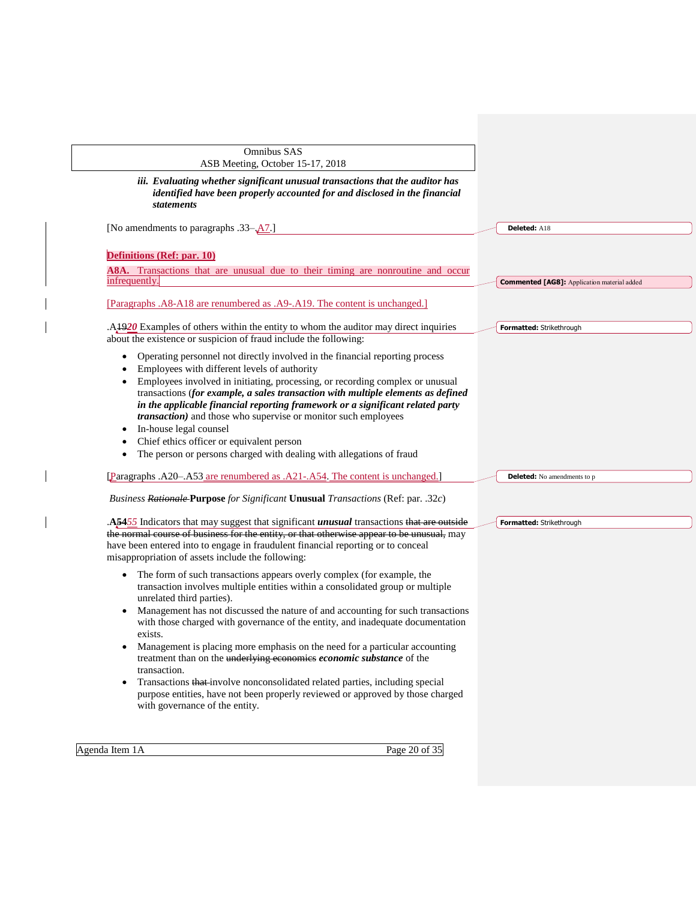*iii. **Evaluating whether significant unusual transactions that the auditor has identified have been properly accounted for and disclosed in the financial statements***

[No amendments to paragraphs .33–.A7.]

**Definitions (Ref: par. 10)**

**A8A.** Transactions that are unusual due to their timing are nonroutine and occur infrequently.

[Paragraphs .A8-A18 are renumbered as .A9-.A19. The content is unchanged.]

.A~~19~~*20* Examples of others within the entity to whom the auditor may direct inquiries about the existence or suspicion of fraud include the following:

- Operating personnel not directly involved in the financial reporting process
- Employees with different levels of authority
- Employees involved in initiating, processing, or recording complex or unusual transactions (***for example, a sales transaction with multiple elements as defined in the applicable financial reporting framework or a significant related party transaction)*** and those who supervise or monitor such employees
- In-house legal counsel
- Chief ethics officer or equivalent person
- The person or persons charged with dealing with allegations of fraud

[Paragraphs .A20–.A53 are renumbered as .A21-.A54. The content is unchanged.]

*Business ~~Rationale~~* **Purpose** *for Significant* **Unusual** *Transactions* (Ref: par. .32*c*)

.**A~~54~~**55 Indicators that may suggest that significant ***unusual*** transactions ~~that are outside the normal course of business for the entity, or that otherwise appear to be unusual,~~ may have been entered into to engage in fraudulent financial reporting or to conceal misappropriation of assets include the following:

- The form of such transactions appears overly complex (for example, the transaction involves multiple entities within a consolidated group or multiple unrelated third parties).
- Management has not discussed the nature of and accounting for such transactions with those charged with governance of the entity, and inadequate documentation exists.
- Management is placing more emphasis on the need for a particular accounting treatment than on the ~~underlying economics~~ ***economic substance*** of the transaction.
- Transactions ~~that~~ involve nonconsolidated related parties, including special purpose entities, have not been properly reviewed or approved by those charged with governance of the entity.

**Deleted:** A18

**Commented [AG8]:** Application material added

**Formatted:** Strikethrough

**Deleted:** No amendments to p

**Formatted:** Strikethrough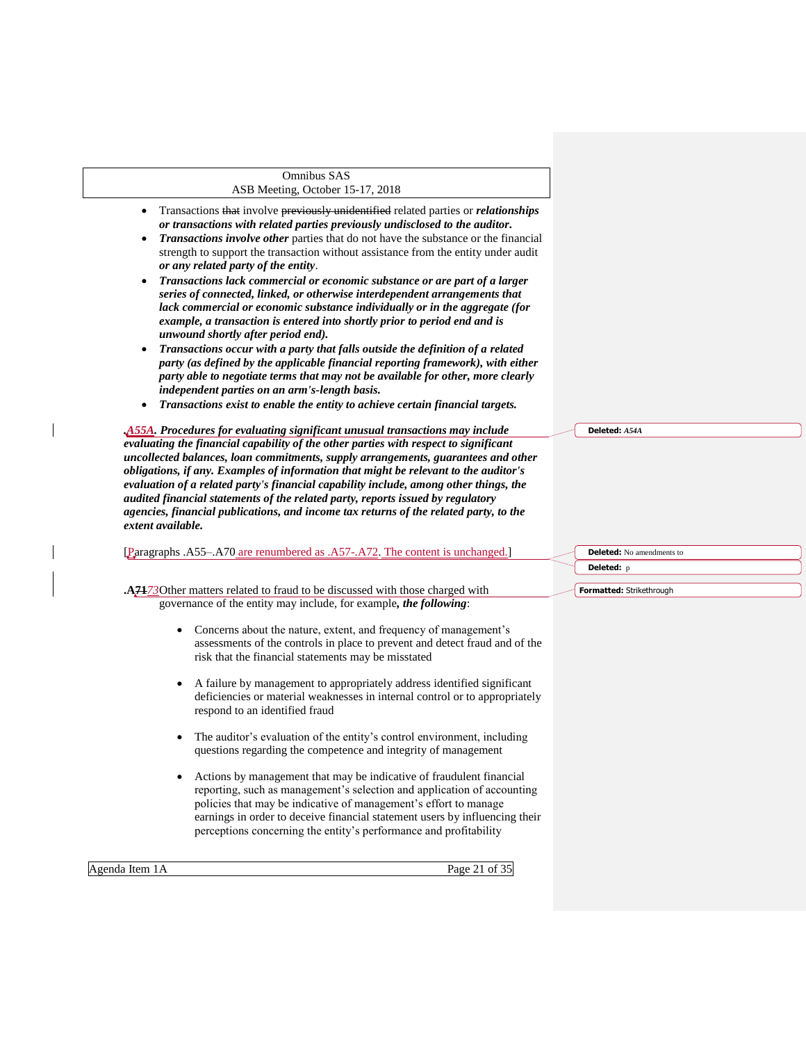- Transactions that involve previously unidentified related parties or ***relationships or transactions with related parties previously undisclosed to the auditor.***
- ***Transactions involve other*** parties that do not have the substance or the financial strength to support the transaction without assistance from the entity under audit ***or any related party of the entity***.
- ***Transactions lack commercial or economic substance or are part of a larger series of connected, linked, or otherwise interdependent arrangements that lack commercial or economic substance individually or in the aggregate (for example, a transaction is entered into shortly prior to period end and is unwound shortly after period end).***
- ***Transactions occur with a party that falls outside the definition of a related party (as defined by the applicable financial reporting framework), with either party able to negotiate terms that may not be available for other, more clearly independent parties on an arm's-length basis.***
- ***Transactions exist to enable the entity to achieve certain financial targets.***

***.A55A. Procedures for evaluating significant unusual transactions may include evaluating the financial capability of the other parties with respect to significant uncollected balances, loan commitments, supply arrangements, guarantees and other obligations, if any. Examples of information that might be relevant to the auditor's evaluation of a related party's financial capability include, among other things, the audited financial statements of the related party, reports issued by regulatory agencies, financial publications, and income tax returns of the related party, to the extent available.***

[Paragraphs .A55–.A70 are renumbered as .A57-.A72. The content is unchanged.]

**.A7173** Other matters related to fraud to be discussed with those charged with governance of the entity may include, for example***, the following***:

- Concerns about the nature, extent, and frequency of management's assessments of the controls in place to prevent and detect fraud and of the risk that the financial statements may be misstated

- A failure by management to appropriately address identified significant deficiencies or material weaknesses in internal control or to appropriately respond to an identified fraud

- The auditor's evaluation of the entity's control environment, including questions regarding the competence and integrity of management

- Actions by management that may be indicative of fraudulent financial reporting, such as management's selection and application of accounting policies that may be indicative of management's effort to manage earnings in order to deceive financial statement users by influencing their perceptions concerning the entity's performance and profitability

Deleted: A54A

Deleted: No amendments to

Deleted: p

Formatted: Strikethrough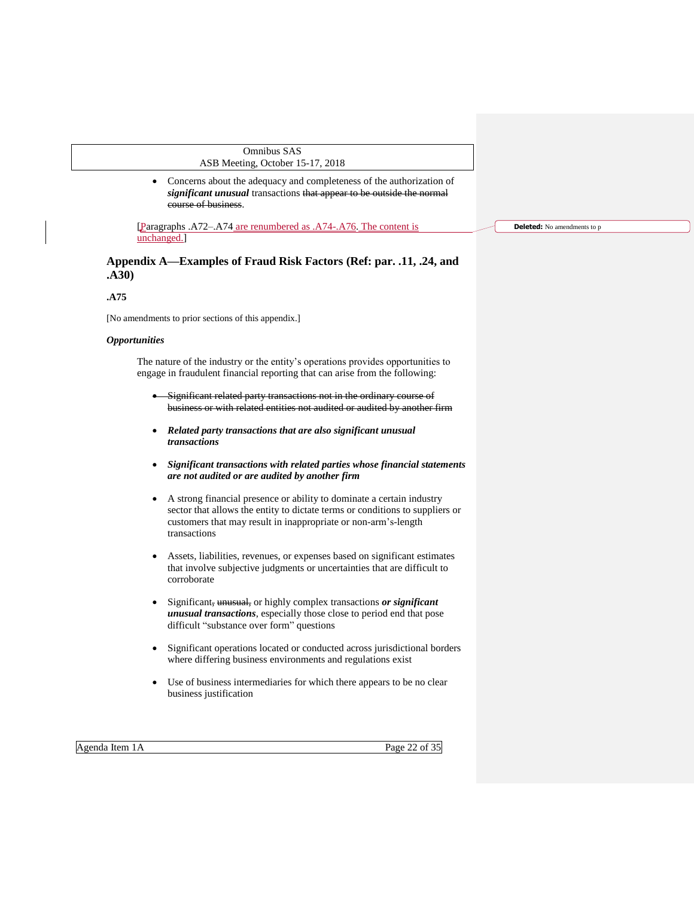- Concerns about the adequacy and completeness of the authorization of ***significant unusual*** transactions ~~that appear to be outside the normal course of business~~.

[Paragraphs .A72–.A74 are renumbered as .A74-.A76. The content is unchanged.]

## Appendix A—Examples of Fraud Risk Factors (Ref: par. .11, .24, and .A30)

**.A75**

[No amendments to prior sections of this appendix.]

***Opportunities***

The nature of the industry or the entity's operations provides opportunities to engage in fraudulent financial reporting that can arise from the following:

- ~~Significant related party transactions not in the ordinary course of business or with related entities not audited or audited by another firm~~

- ***Related party transactions that are also significant unusual transactions***

- ***Significant transactions with related parties whose financial statements are not audited or are audited by another firm***

- A strong financial presence or ability to dominate a certain industry sector that allows the entity to dictate terms or conditions to suppliers or customers that may result in inappropriate or non-arm's-length transactions

- Assets, liabilities, revenues, or expenses based on significant estimates that involve subjective judgments or uncertainties that are difficult to corroborate

- Significant~~, unusual,~~ or highly complex transactions ***or significant unusual transactions***, especially those close to period end that pose difficult "substance over form" questions

- Significant operations located or conducted across jurisdictional borders where differing business environments and regulations exist

- Use of business intermediaries for which there appears to be no clear business justification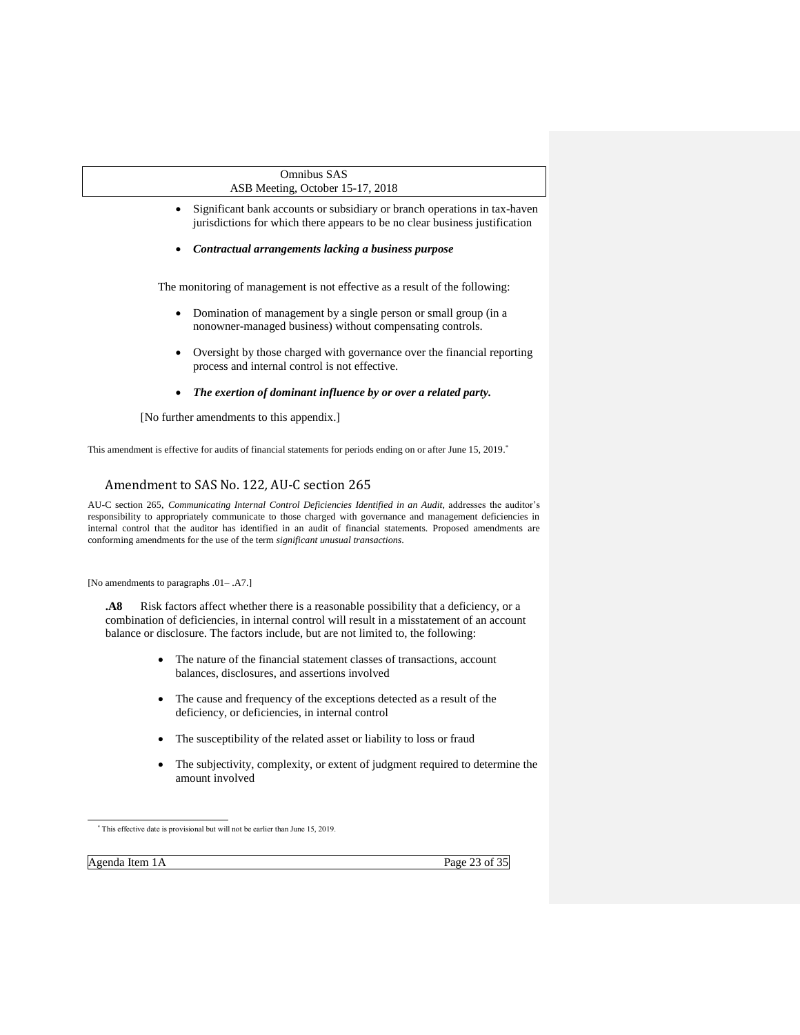- Significant bank accounts or subsidiary or branch operations in tax-haven jurisdictions for which there appears to be no clear business justification

- ***Contractual arrangements lacking a business purpose***

The monitoring of management is not effective as a result of the following:

- Domination of management by a single person or small group (in a nonowner-managed business) without compensating controls.

- Oversight by those charged with governance over the financial reporting process and internal control is not effective.

- ***The exertion of dominant influence by or over a related party.***

[No further amendments to this appendix.]

This amendment is effective for audits of financial statements for periods ending on or after June 15, 2019.*

## Amendment to SAS No. 122, AU-C section 265

AU-C section 265, *Communicating Internal Control Deficiencies Identified in an Audit*, addresses the auditor's responsibility to appropriately communicate to those charged with governance and management deficiencies in internal control that the auditor has identified in an audit of financial statements. Proposed amendments are conforming amendments for the use of the term *significant unusual transactions*.

[No amendments to paragraphs .01– .A7.]

**.A8** Risk factors affect whether there is a reasonable possibility that a deficiency, or a combination of deficiencies, in internal control will result in a misstatement of an account balance or disclosure. The factors include, but are not limited to, the following:

- The nature of the financial statement classes of transactions, account balances, disclosures, and assertions involved

- The cause and frequency of the exceptions detected as a result of the deficiency, or deficiencies, in internal control

- The susceptibility of the related asset or liability to loss or fraud

- The subjectivity, complexity, or extent of judgment required to determine the amount involved

* This effective date is provisional but will not be earlier than June 15, 2019.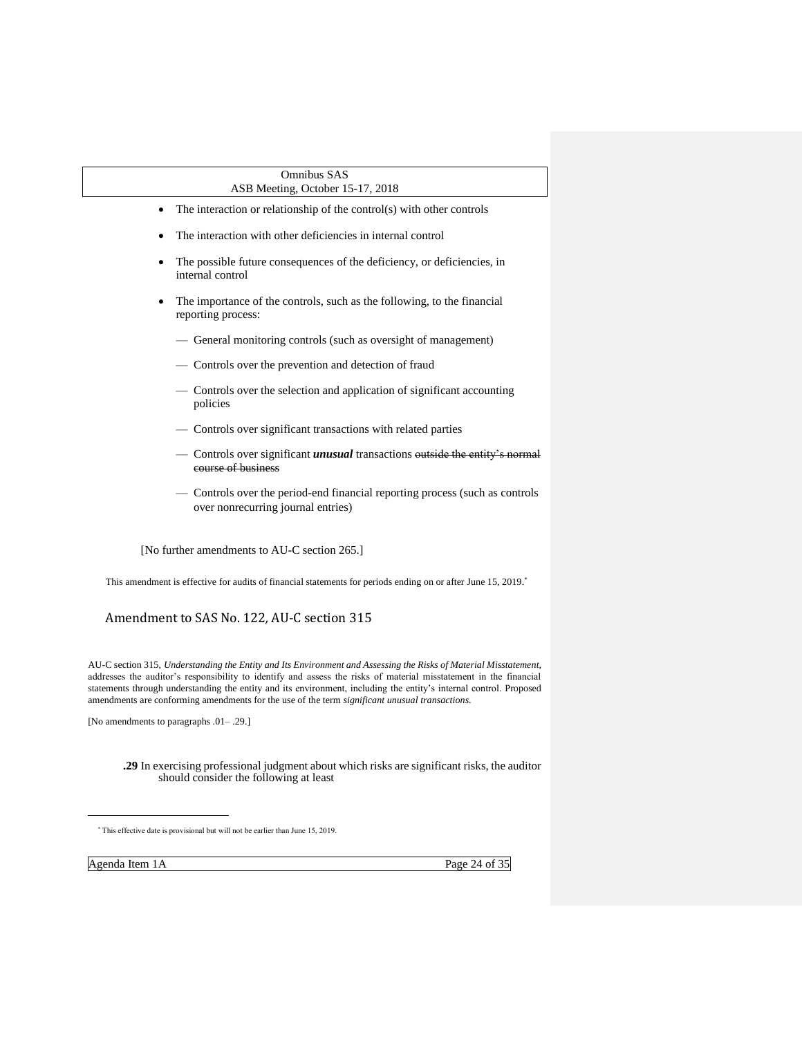- The interaction or relationship of the control(s) with other controls
- The interaction with other deficiencies in internal control
- The possible future consequences of the deficiency, or deficiencies, in internal control
- The importance of the controls, such as the following, to the financial reporting process:
  - — General monitoring controls (such as oversight of management)
  - — Controls over the prevention and detection of fraud
  - — Controls over the selection and application of significant accounting policies
  - — Controls over significant transactions with related parties
  - — Controls over significant ***unusual*** transactions ~~outside the entity's normal course of business~~
  - — Controls over the period-end financial reporting process (such as controls over nonrecurring journal entries)

[No further amendments to AU-C section 265.]

This amendment is effective for audits of financial statements for periods ending on or after June 15, 2019.*

## Amendment to SAS No. 122, AU-C section 315

AU-C section 315, *Understanding the Entity and Its Environment and Assessing the Risks of Material Misstatement*, addresses the auditor's responsibility to identify and assess the risks of material misstatement in the financial statements through understanding the entity and its environment, including the entity's internal control. Proposed amendments are conforming amendments for the use of the term *significant unusual transactions*.

[No amendments to paragraphs .01– .29.]

**.29** In exercising professional judgment about which risks are significant risks, the auditor should consider the following at least

* This effective date is provisional but will not be earlier than June 15, 2019.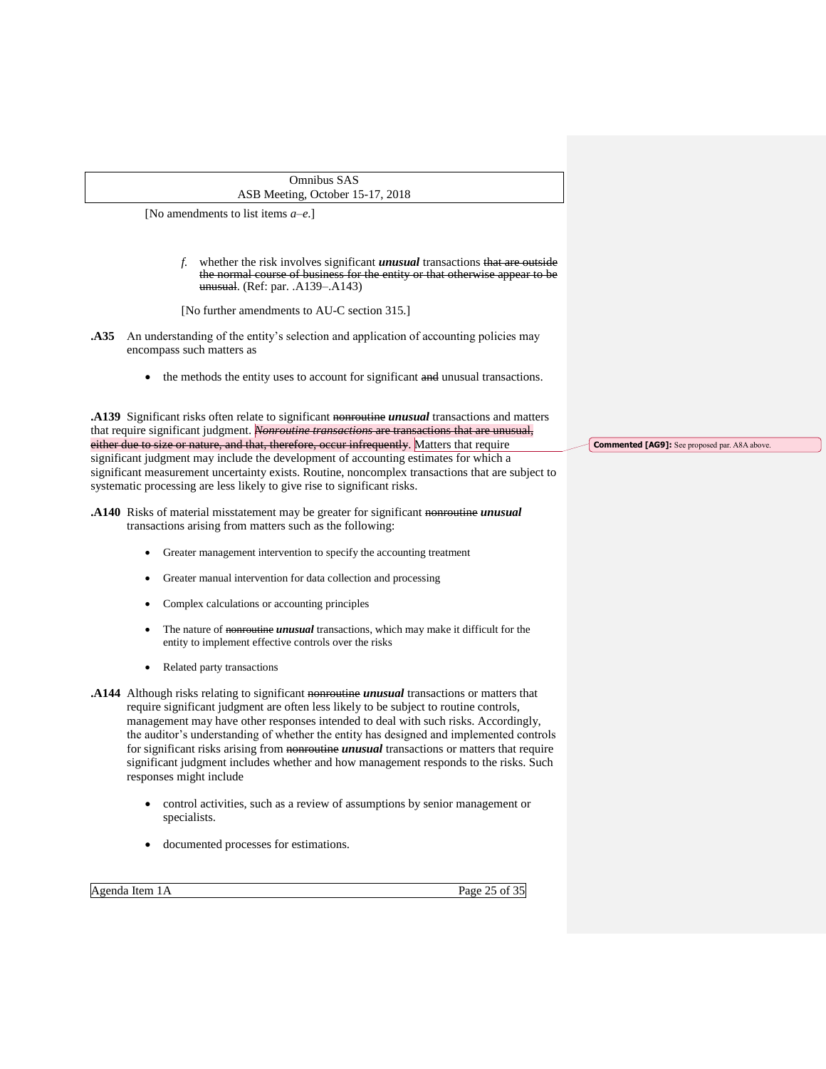[No amendments to list items *a*–*e*.]

*f.* whether the risk involves significant ***unusual*** transactions ~~that are outside the normal course of business for the entity or that otherwise appear to be unusual~~. (Ref: par. .A139–.A143)

[No further amendments to AU-C section 315.]

**.A35** An understanding of the entity's selection and application of accounting policies may encompass such matters as

- the methods the entity uses to account for significant ~~and~~ unusual transactions.

**.A139** Significant risks often relate to significant ~~nonroutine~~ ***unusual*** transactions and matters that require significant judgment. ~~*Nonroutine transactions* are transactions that are unusual, either due to size or nature, and that, therefore, occur infrequently.~~ Matters that require significant judgment may include the development of accounting estimates for which a significant measurement uncertainty exists. Routine, noncomplex transactions that are subject to systematic processing are less likely to give rise to significant risks.

**Commented [AG9]:** See proposed par. A8A above.

**.A140** Risks of material misstatement may be greater for significant ~~nonroutine~~ ***unusual*** transactions arising from matters such as the following:

- Greater management intervention to specify the accounting treatment
- Greater manual intervention for data collection and processing
- Complex calculations or accounting principles
- The nature of ~~nonroutine~~ ***unusual*** transactions, which may make it difficult for the entity to implement effective controls over the risks
- Related party transactions

**.A144** Although risks relating to significant ~~nonroutine~~ ***unusual*** transactions or matters that require significant judgment are often less likely to be subject to routine controls, management may have other responses intended to deal with such risks. Accordingly, the auditor's understanding of whether the entity has designed and implemented controls for significant risks arising from ~~nonroutine~~ ***unusual*** transactions or matters that require significant judgment includes whether and how management responds to the risks. Such responses might include

- control activities, such as a review of assumptions by senior management or specialists.
- documented processes for estimations.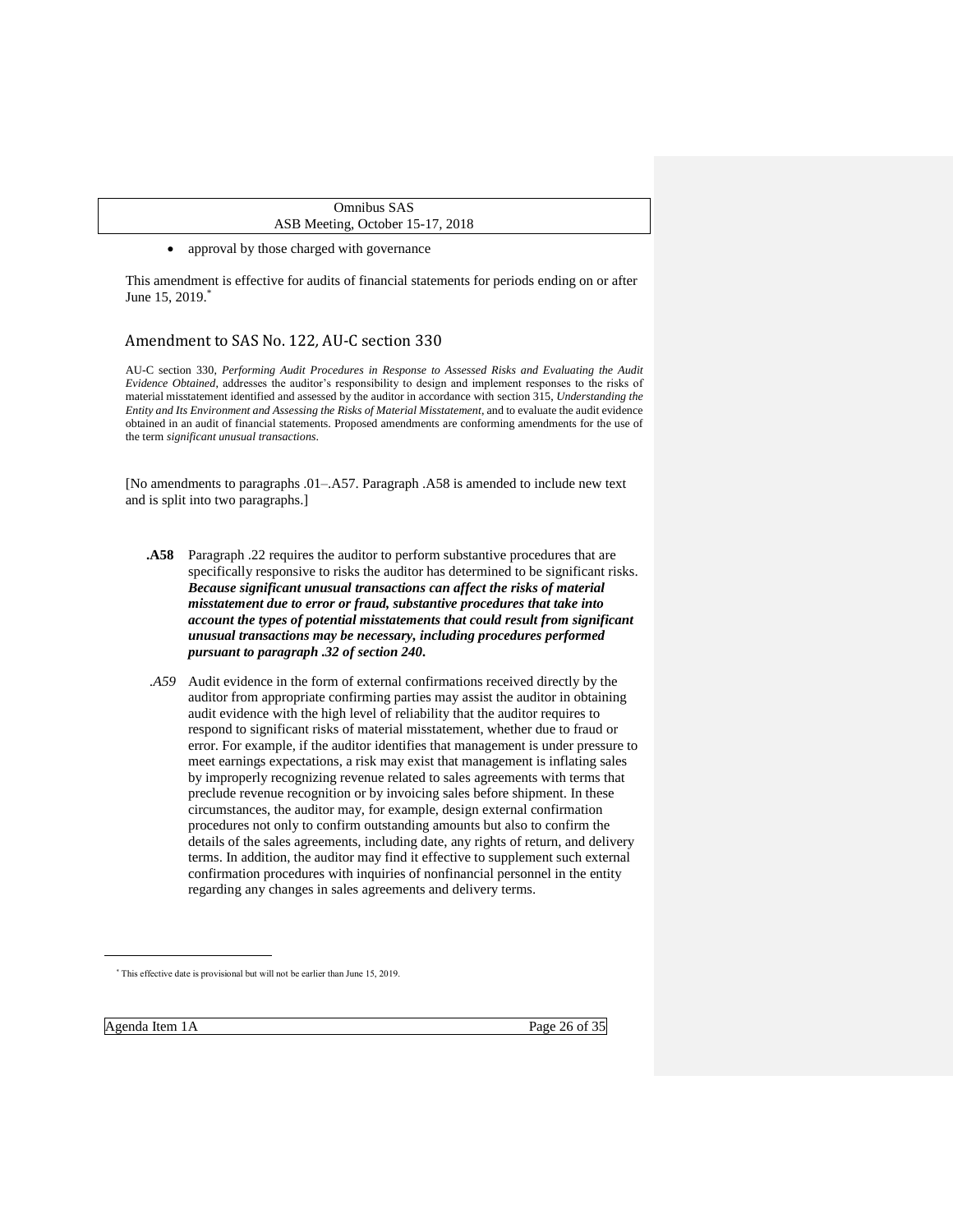- approval by those charged with governance

This amendment is effective for audits of financial statements for periods ending on or after June 15, 2019.*

## Amendment to SAS No. 122, AU-C section 330

AU-C section 330, *Performing Audit Procedures in Response to Assessed Risks and Evaluating the Audit Evidence Obtained*, addresses the auditor's responsibility to design and implement responses to the risks of material misstatement identified and assessed by the auditor in accordance with section 315, *Understanding the Entity and Its Environment and Assessing the Risks of Material Misstatement*, and to evaluate the audit evidence obtained in an audit of financial statements. Proposed amendments are conforming amendments for the use of the term *significant unusual transactions*.

[No amendments to paragraphs .01–.A57. Paragraph .A58 is amended to include new text and is split into two paragraphs.]

**.A58** Paragraph .22 requires the auditor to perform substantive procedures that are specifically responsive to risks the auditor has determined to be significant risks. ***Because significant unusual transactions can affect the risks of material misstatement due to error or fraud, substantive procedures that take into account the types of potential misstatements that could result from significant unusual transactions may be necessary, including procedures performed pursuant to paragraph .32 of section 240.***

*.A59* Audit evidence in the form of external confirmations received directly by the auditor from appropriate confirming parties may assist the auditor in obtaining audit evidence with the high level of reliability that the auditor requires to respond to significant risks of material misstatement, whether due to fraud or error. For example, if the auditor identifies that management is under pressure to meet earnings expectations, a risk may exist that management is inflating sales by improperly recognizing revenue related to sales agreements with terms that preclude revenue recognition or by invoicing sales before shipment. In these circumstances, the auditor may, for example, design external confirmation procedures not only to confirm outstanding amounts but also to confirm the details of the sales agreements, including date, any rights of return, and delivery terms. In addition, the auditor may find it effective to supplement such external confirmation procedures with inquiries of nonfinancial personnel in the entity regarding any changes in sales agreements and delivery terms.

---

* This effective date is provisional but will not be earlier than June 15, 2019.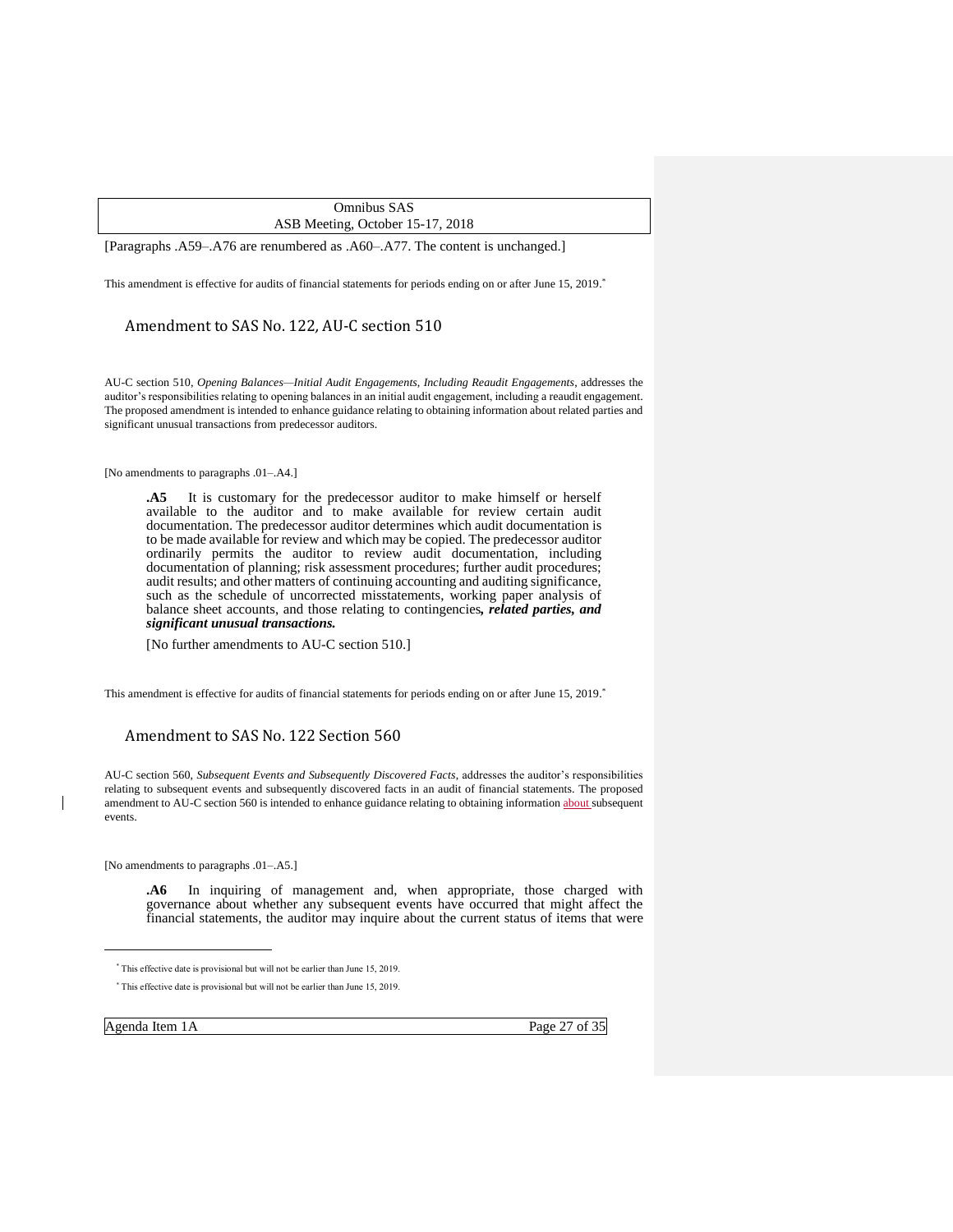[Paragraphs .A59–.A76 are renumbered as .A60–.A77. The content is unchanged.]

This amendment is effective for audits of financial statements for periods ending on or after June 15, 2019.*

## Amendment to SAS No. 122, AU-C section 510

AU-C section 510, *Opening Balances—Initial Audit Engagements, Including Reaudit Engagements*, addresses the auditor's responsibilities relating to opening balances in an initial audit engagement, including a reaudit engagement. The proposed amendment is intended to enhance guidance relating to obtaining information about related parties and significant unusual transactions from predecessor auditors.

[No amendments to paragraphs .01–.A4.]

> **.A5** It is customary for the predecessor auditor to make himself or herself available to the auditor and to make available for review certain audit documentation. The predecessor auditor determines which audit documentation is to be made available for review and which may be copied. The predecessor auditor ordinarily permits the auditor to review audit documentation, including documentation of planning; risk assessment procedures; further audit procedures; audit results; and other matters of continuing accounting and auditing significance, such as the schedule of uncorrected misstatements, working paper analysis of balance sheet accounts, and those relating to contingencies***, related parties, and significant unusual transactions.***
>
> [No further amendments to AU-C section 510.]

This amendment is effective for audits of financial statements for periods ending on or after June 15, 2019.*

## Amendment to SAS No. 122 Section 560

AU-C section 560, *Subsequent Events and Subsequently Discovered Facts*, addresses the auditor's responsibilities relating to subsequent events and subsequently discovered facts in an audit of financial statements. The proposed amendment to AU-C section 560 is intended to enhance guidance relating to obtaining information about subsequent events.

[No amendments to paragraphs .01–.A5.]

> **.A6** In inquiring of management and, when appropriate, those charged with governance about whether any subsequent events have occurred that might affect the financial statements, the auditor may inquire about the current status of items that were

---

* This effective date is provisional but will not be earlier than June 15, 2019.

* This effective date is provisional but will not be earlier than June 15, 2019.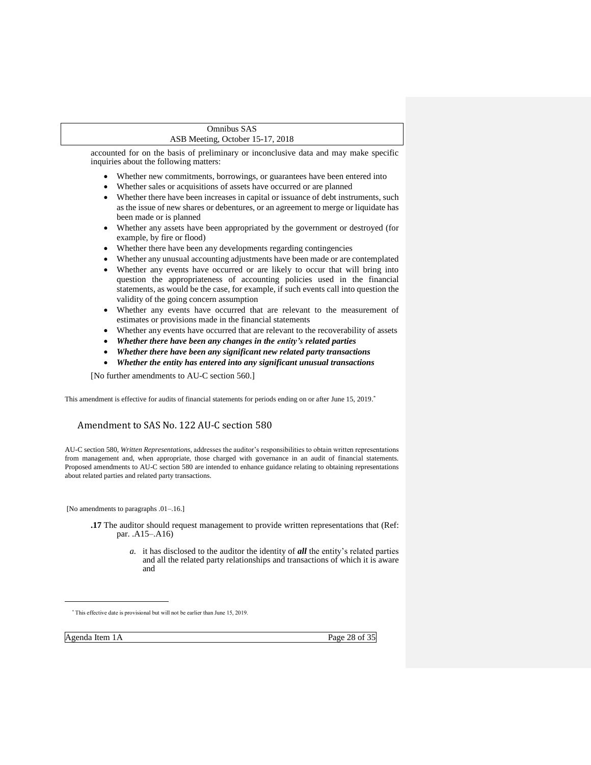accounted for on the basis of preliminary or inconclusive data and may make specific inquiries about the following matters:

- Whether new commitments, borrowings, or guarantees have been entered into
- Whether sales or acquisitions of assets have occurred or are planned
- Whether there have been increases in capital or issuance of debt instruments, such as the issue of new shares or debentures, or an agreement to merge or liquidate has been made or is planned
- Whether any assets have been appropriated by the government or destroyed (for example, by fire or flood)
- Whether there have been any developments regarding contingencies
- Whether any unusual accounting adjustments have been made or are contemplated
- Whether any events have occurred or are likely to occur that will bring into question the appropriateness of accounting policies used in the financial statements, as would be the case, for example, if such events call into question the validity of the going concern assumption
- Whether any events have occurred that are relevant to the measurement of estimates or provisions made in the financial statements
- Whether any events have occurred that are relevant to the recoverability of assets
- ***Whether there have been any changes in the entity's related parties***
- ***Whether there have been any significant new related party transactions***
- ***Whether the entity has entered into any significant unusual transactions***

[No further amendments to AU-C section 560.]

This amendment is effective for audits of financial statements for periods ending on or after June 15, 2019.*

## Amendment to SAS No. 122 AU-C section 580

AU-C section 580, *Written Representations*, addresses the auditor's responsibilities to obtain written representations from management and, when appropriate, those charged with governance in an audit of financial statements. Proposed amendments to AU-C section 580 are intended to enhance guidance relating to obtaining representations about related parties and related party transactions.

[No amendments to paragraphs .01–.16.]

**.17** The auditor should request management to provide written representations that (Ref: par. .A15–.A16)

*a.* it has disclosed to the auditor the identity of ***all*** the entity's related parties and all the related party relationships and transactions of which it is aware and

* This effective date is provisional but will not be earlier than June 15, 2019.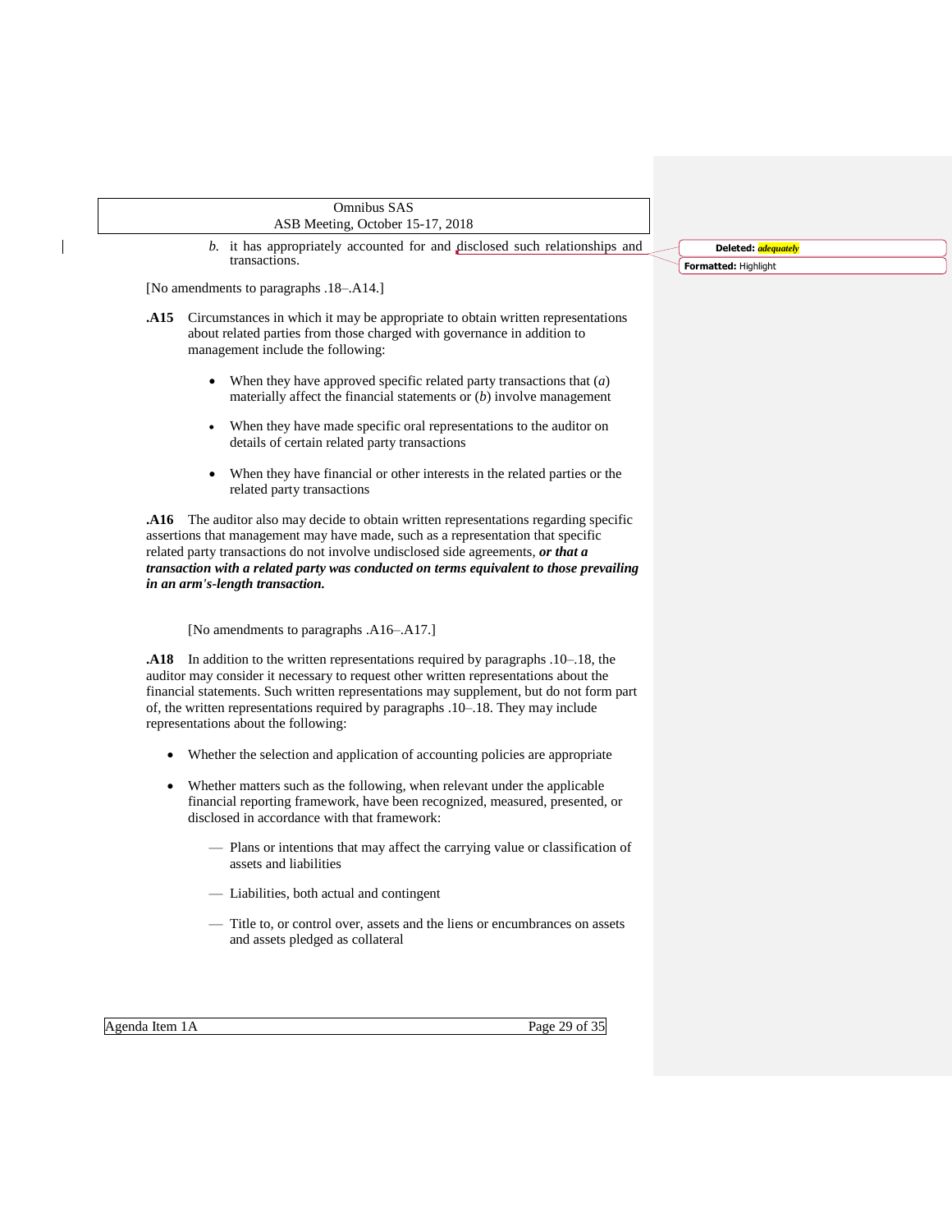*b.* it has appropriately accounted for and disclosed such relationships and transactions.

[No amendments to paragraphs .18–.A14.]

**.A15** Circumstances in which it may be appropriate to obtain written representations about related parties from those charged with governance in addition to management include the following:

- When they have approved specific related party transactions that (*a*) materially affect the financial statements or (*b*) involve management
- When they have made specific oral representations to the auditor on details of certain related party transactions
- When they have financial or other interests in the related parties or the related party transactions

**.A16** The auditor also may decide to obtain written representations regarding specific assertions that management may have made, such as a representation that specific related party transactions do not involve undisclosed side agreements, ***or that a transaction with a related party was conducted on terms equivalent to those prevailing in an arm's-length transaction.***

[No amendments to paragraphs .A16–.A17.]

**.A18** In addition to the written representations required by paragraphs .10–.18, the auditor may consider it necessary to request other written representations about the financial statements. Such written representations may supplement, but do not form part of, the written representations required by paragraphs .10–.18. They may include representations about the following:

- Whether the selection and application of accounting policies are appropriate
- Whether matters such as the following, when relevant under the applicable financial reporting framework, have been recognized, measured, presented, or disclosed in accordance with that framework:
  - Plans or intentions that may affect the carrying value or classification of assets and liabilities
  - Liabilities, both actual and contingent
  - Title to, or control over, assets and the liens or encumbrances on assets and assets pledged as collateral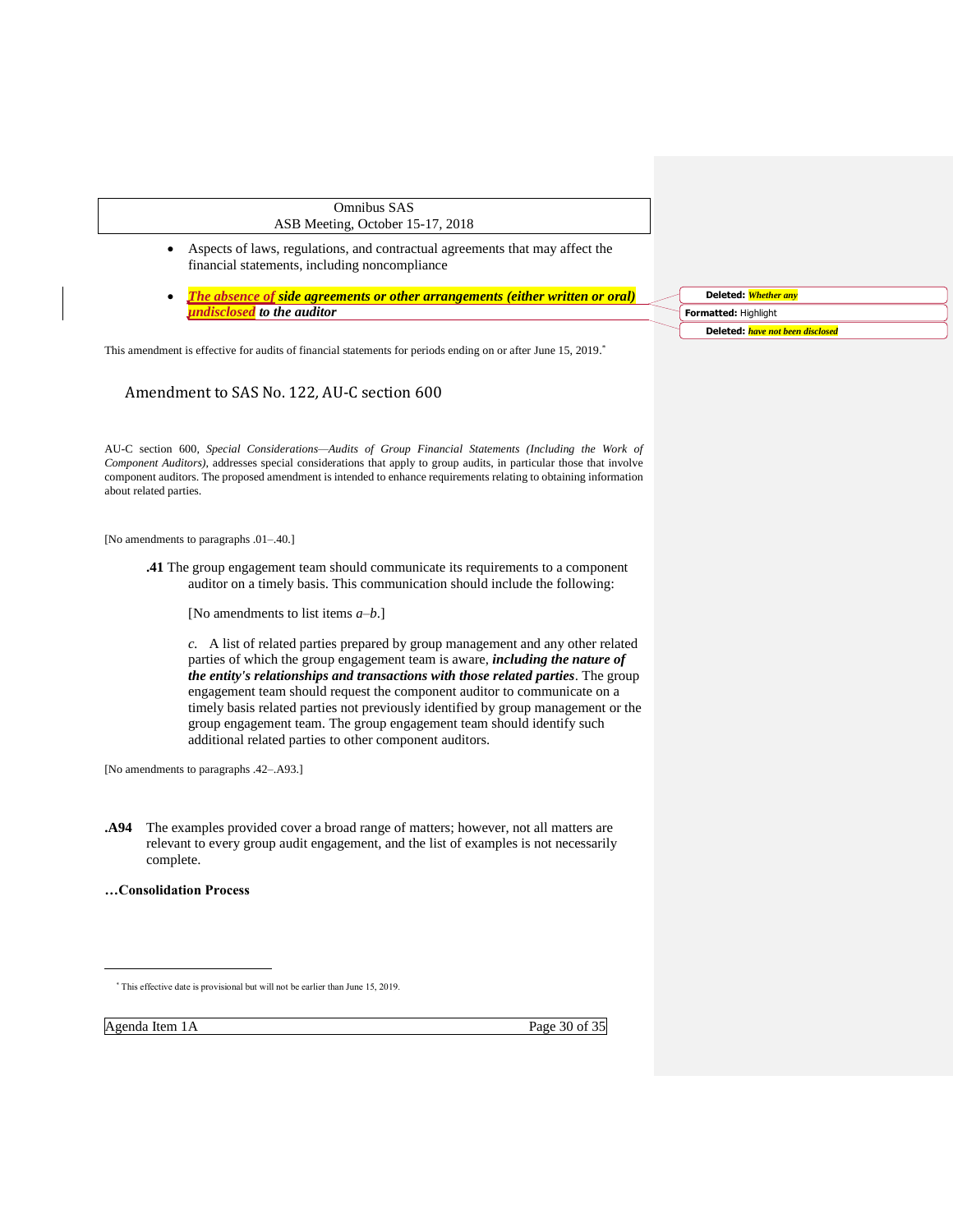- Aspects of laws, regulations, and contractual agreements that may affect the financial statements, including noncompliance

- ***The absence of side agreements or other arrangements (either written or oral) undisclosed to the auditor***

Deleted: *Whether any*

Formatted: Highlight

Deleted: *have not been disclosed*

This amendment is effective for audits of financial statements for periods ending on or after June 15, 2019.*

## Amendment to SAS No. 122, AU-C section 600

AU-C section 600, *Special Considerations—Audits of Group Financial Statements (Including the Work of Component Auditors)*, addresses special considerations that apply to group audits, in particular those that involve component auditors. The proposed amendment is intended to enhance requirements relating to obtaining information about related parties.

[No amendments to paragraphs .01–.40.]

**.41** The group engagement team should communicate its requirements to a component auditor on a timely basis. This communication should include the following:

[No amendments to list items *a*–*b*.]

*c.* A list of related parties prepared by group management and any other related parties of which the group engagement team is aware, ***including the nature of the entity's relationships and transactions with those related parties***. The group engagement team should request the component auditor to communicate on a timely basis related parties not previously identified by group management or the group engagement team. The group engagement team should identify such additional related parties to other component auditors.

[No amendments to paragraphs .42–.A93.]

**.A94** The examples provided cover a broad range of matters; however, not all matters are relevant to every group audit engagement, and the list of examples is not necessarily complete.

**…Consolidation Process**

* This effective date is provisional but will not be earlier than June 15, 2019.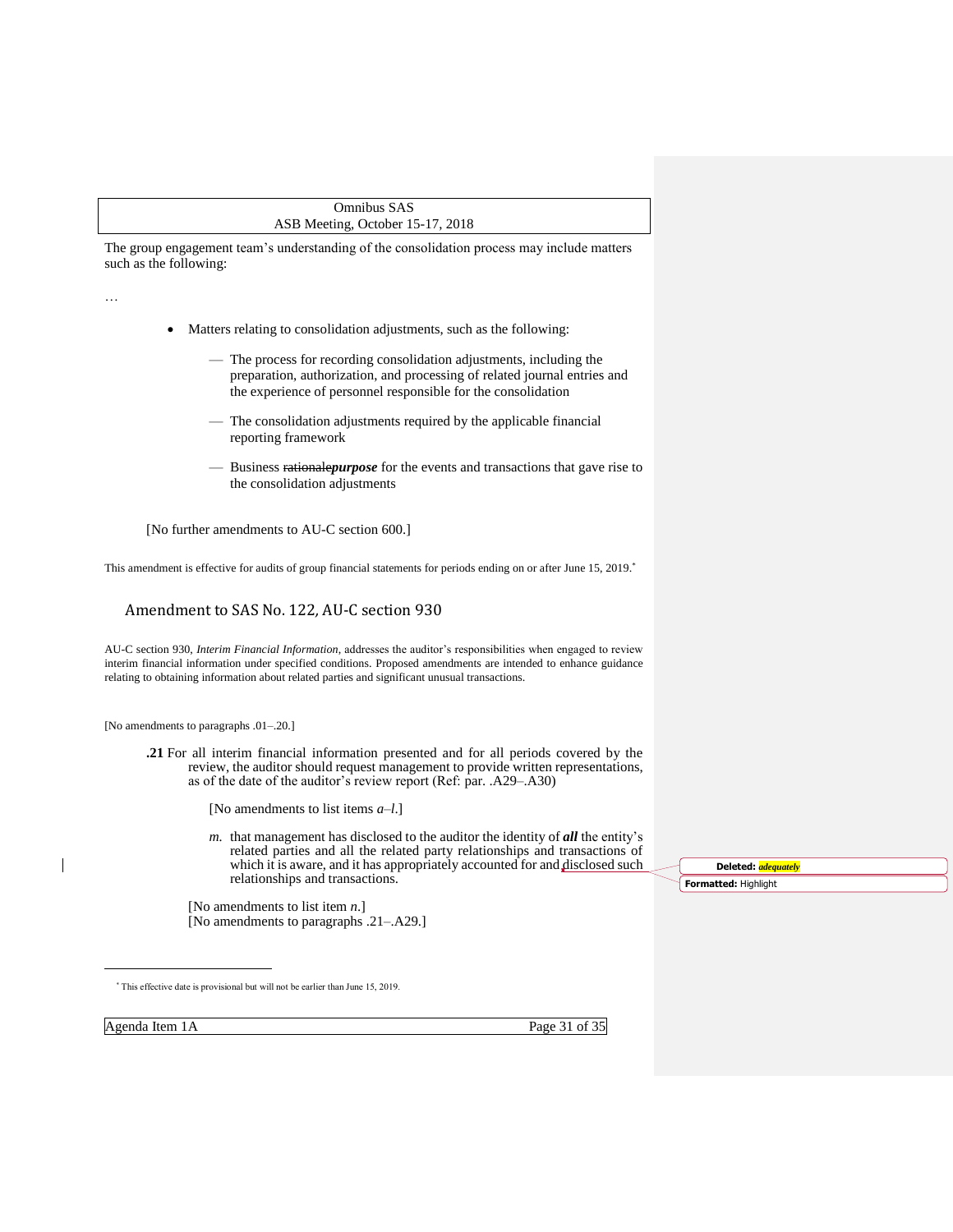The group engagement team's understanding of the consolidation process may include matters such as the following:

…

- Matters relating to consolidation adjustments, such as the following:
  - — The process for recording consolidation adjustments, including the preparation, authorization, and processing of related journal entries and the experience of personnel responsible for the consolidation
  - — The consolidation adjustments required by the applicable financial reporting framework
  - — Business ~~rationale~~***purpose*** for the events and transactions that gave rise to the consolidation adjustments

[No further amendments to AU-C section 600.]

This amendment is effective for audits of group financial statements for periods ending on or after June 15, 2019.*

## Amendment to SAS No. 122, AU-C section 930

AU-C section 930, *Interim Financial Information*, addresses the auditor's responsibilities when engaged to review interim financial information under specified conditions. Proposed amendments are intended to enhance guidance relating to obtaining information about related parties and significant unusual transactions.

[No amendments to paragraphs .01–.20.]

**.21** For all interim financial information presented and for all periods covered by the review, the auditor should request management to provide written representations, as of the date of the auditor's review report (Ref: par. .A29–.A30)

[No amendments to list items *a*–*l*.]

*m.* that management has disclosed to the auditor the identity of ***all*** the entity's related parties and all the related party relationships and transactions of which it is aware, and it has appropriately accounted for and disclosed such relationships and transactions.

**Deleted:** ***adequately***

**Formatted:** Highlight

[No amendments to list item *n*.]
[No amendments to paragraphs .21–.A29.]

* This effective date is provisional but will not be earlier than June 15, 2019.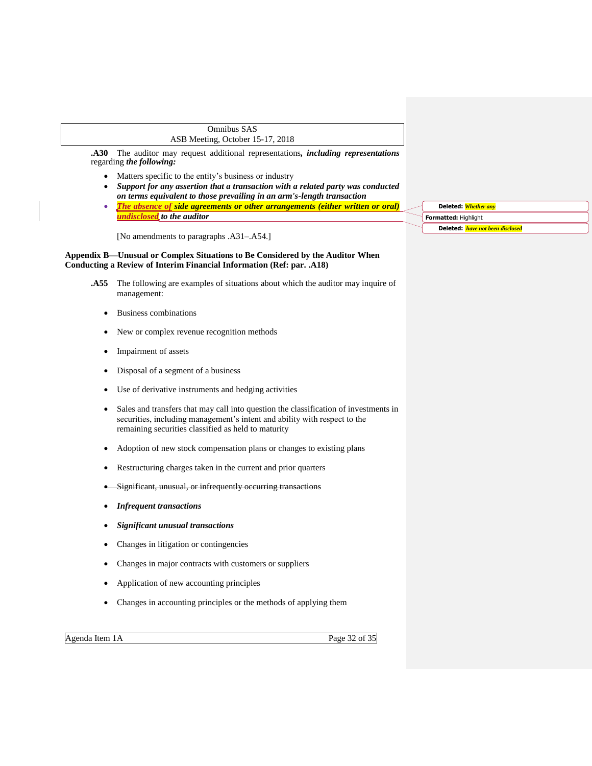**.A30** The auditor may request additional representations***, including representations*** regarding ***the following:***

- Matters specific to the entity's business or industry
- ***Support for any assertion that a transaction with a related party was conducted on terms equivalent to those prevailing in an arm's-length transaction***
- ***The absence of side agreements or other arrangements (either written or oral) undisclosed to the auditor***

Deleted: *Whether any*

Formatted: Highlight

Deleted: *have not been disclosed*

[No amendments to paragraphs .A31–.A54.]

**Appendix B—Unusual or Complex Situations to Be Considered by the Auditor When Conducting a Review of Interim Financial Information (Ref: par. .A18)**

**.A55** The following are examples of situations about which the auditor may inquire of management:

- Business combinations
- New or complex revenue recognition methods
- Impairment of assets
- Disposal of a segment of a business
- Use of derivative instruments and hedging activities
- Sales and transfers that may call into question the classification of investments in securities, including management's intent and ability with respect to the remaining securities classified as held to maturity
- Adoption of new stock compensation plans or changes to existing plans
- Restructuring charges taken in the current and prior quarters
- ~~Significant, unusual, or infrequently occurring transactions~~
- ***Infrequent transactions***
- ***Significant unusual transactions***
- Changes in litigation or contingencies
- Changes in major contracts with customers or suppliers
- Application of new accounting principles
- Changes in accounting principles or the methods of applying them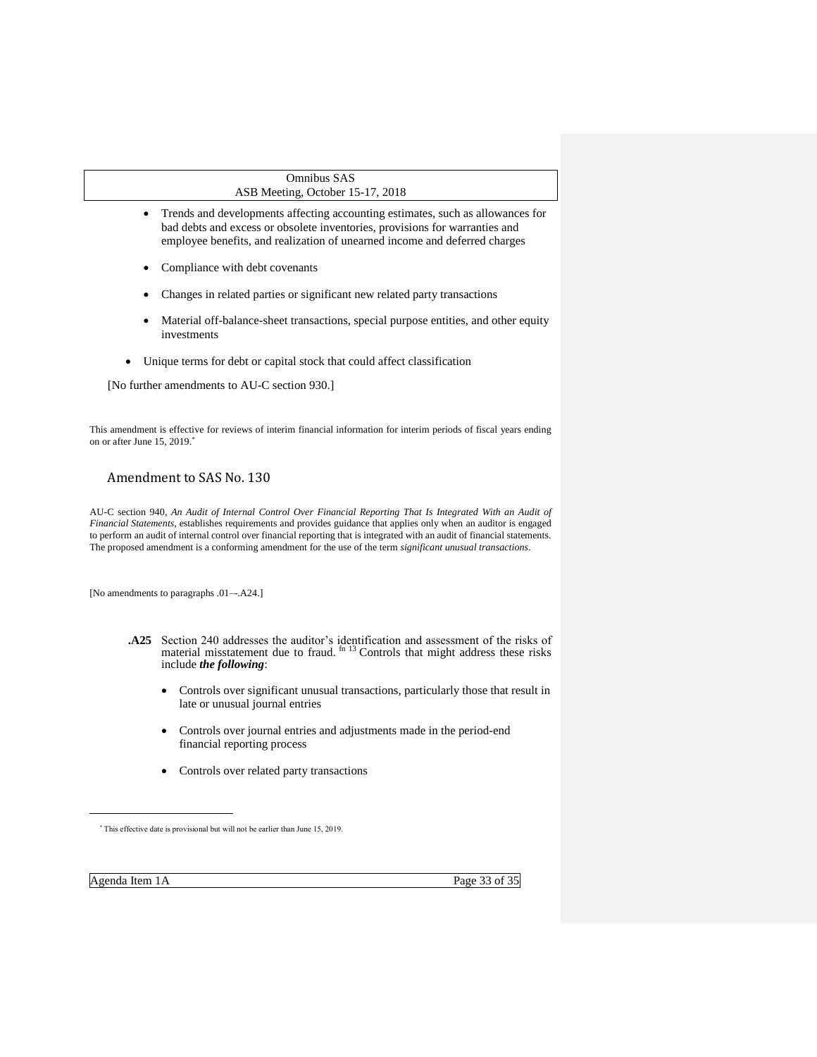- Trends and developments affecting accounting estimates, such as allowances for bad debts and excess or obsolete inventories, provisions for warranties and employee benefits, and realization of unearned income and deferred charges
- Compliance with debt covenants
- Changes in related parties or significant new related party transactions
- Material off-balance-sheet transactions, special purpose entities, and other equity investments

- Unique terms for debt or capital stock that could affect classification

[No further amendments to AU-C section 930.]

This amendment is effective for reviews of interim financial information for interim periods of fiscal years ending on or after June 15, 2019.*

## Amendment to SAS No. 130

AU-C section 940, *An Audit of Internal Control Over Financial Reporting That Is Integrated With an Audit of Financial Statements*, establishes requirements and provides guidance that applies only when an auditor is engaged to perform an audit of internal control over financial reporting that is integrated with an audit of financial statements. The proposed amendment is a conforming amendment for the use of the term *significant unusual transactions*.

[No amendments to paragraphs .01–-.A24.]

**.A25** Section 240 addresses the auditor's identification and assessment of the risks of material misstatement due to fraud. [fn 13] Controls that might address these risks include ***the following***:

- Controls over significant unusual transactions, particularly those that result in late or unusual journal entries
- Controls over journal entries and adjustments made in the period-end financial reporting process
- Controls over related party transactions

---

* This effective date is provisional but will not be earlier than June 15, 2019.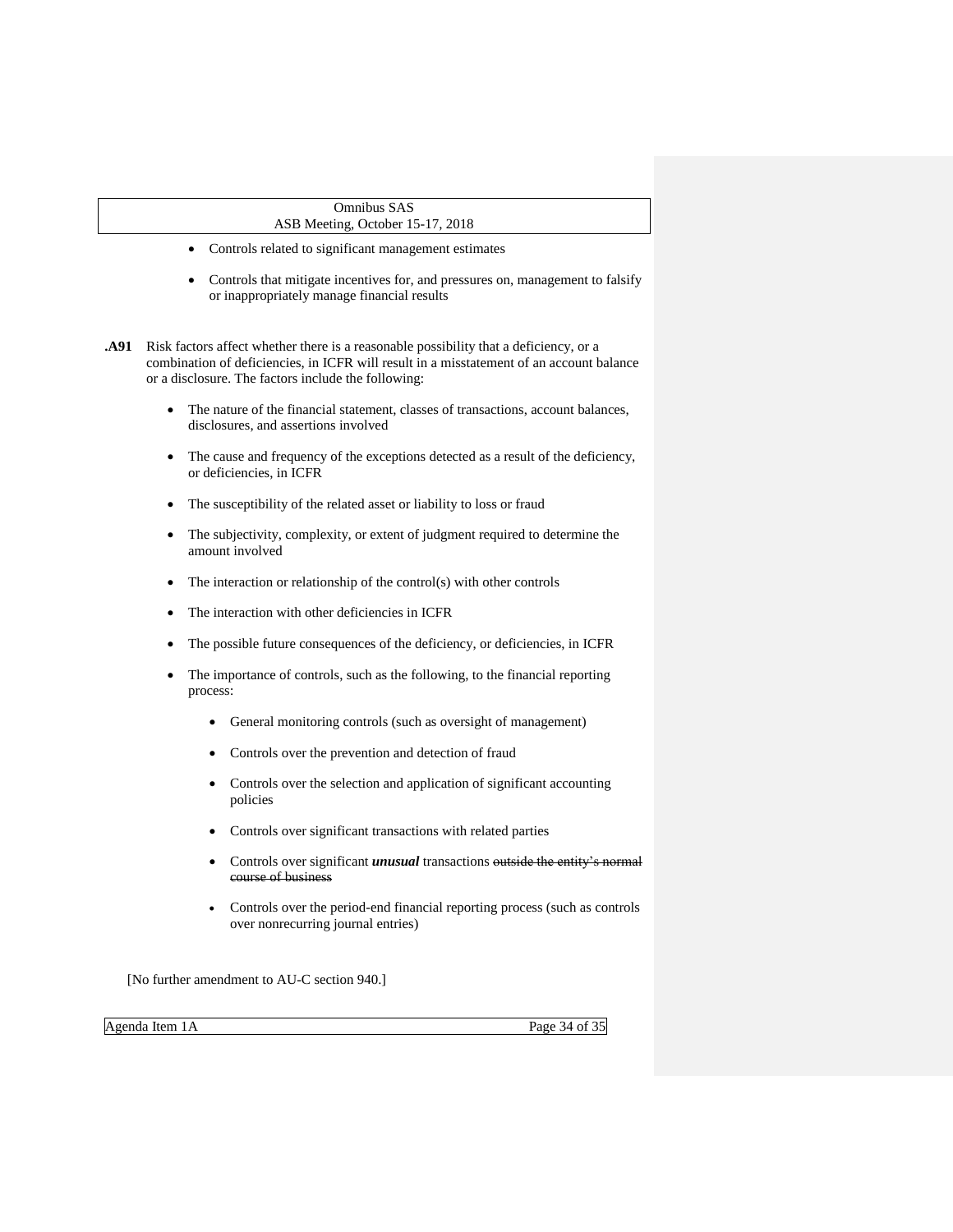- Controls related to significant management estimates
- Controls that mitigate incentives for, and pressures on, management to falsify or inappropriately manage financial results

**.A91** Risk factors affect whether there is a reasonable possibility that a deficiency, or a combination of deficiencies, in ICFR will result in a misstatement of an account balance or a disclosure. The factors include the following:

- The nature of the financial statement, classes of transactions, account balances, disclosures, and assertions involved
- The cause and frequency of the exceptions detected as a result of the deficiency, or deficiencies, in ICFR
- The susceptibility of the related asset or liability to loss or fraud
- The subjectivity, complexity, or extent of judgment required to determine the amount involved
- The interaction or relationship of the control(s) with other controls
- The interaction with other deficiencies in ICFR
- The possible future consequences of the deficiency, or deficiencies, in ICFR
- The importance of controls, such as the following, to the financial reporting process:
  - General monitoring controls (such as oversight of management)
  - Controls over the prevention and detection of fraud
  - Controls over the selection and application of significant accounting policies
  - Controls over significant transactions with related parties
  - Controls over significant ***unusual*** transactions ~~outside the entity's normal course of business~~
  - Controls over the period-end financial reporting process (such as controls over nonrecurring journal entries)

[No further amendment to AU-C section 940.]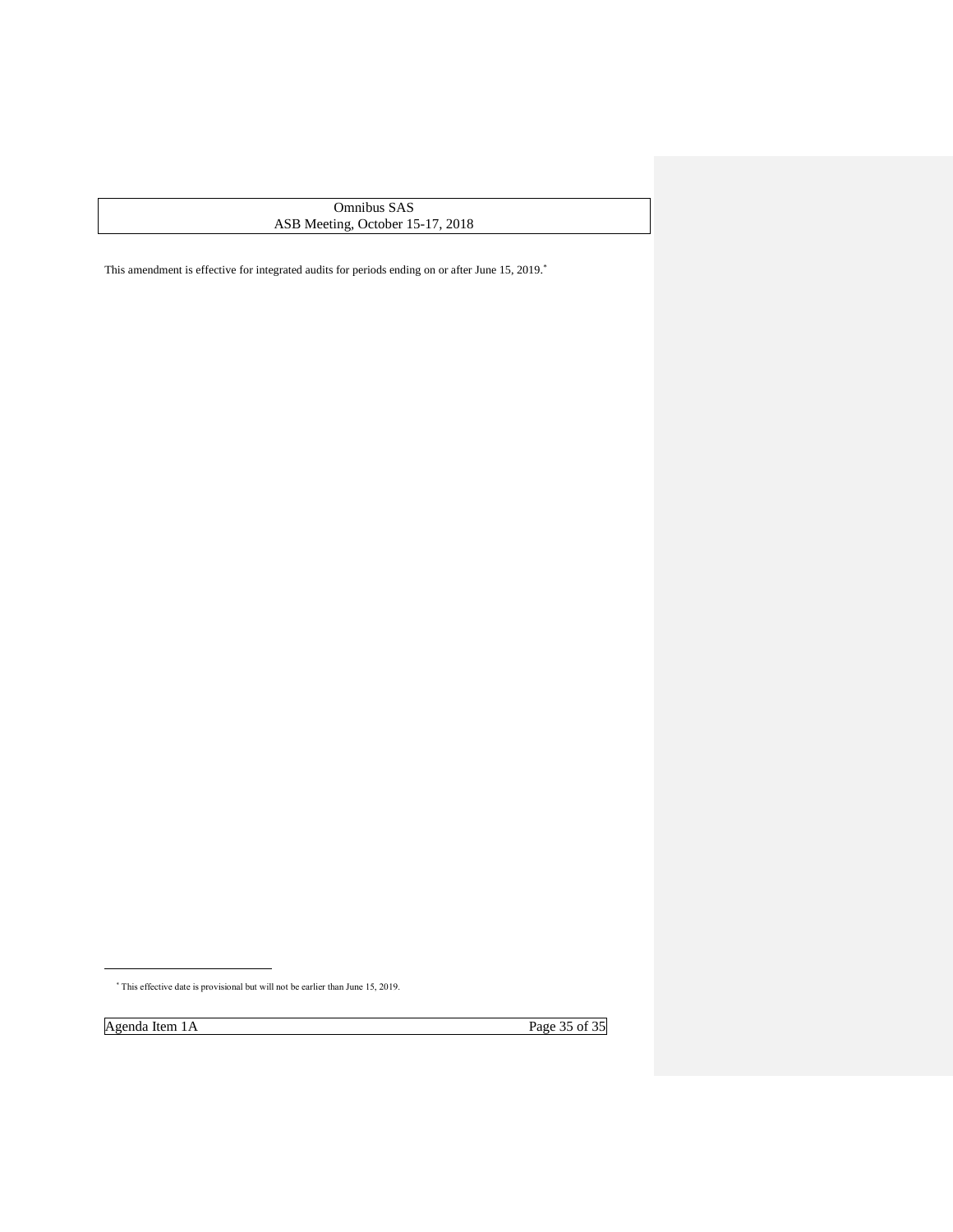This amendment is effective for integrated audits for periods ending on or after June 15, 2019.[*]

[*] This effective date is provisional but will not be earlier than June 15, 2019.